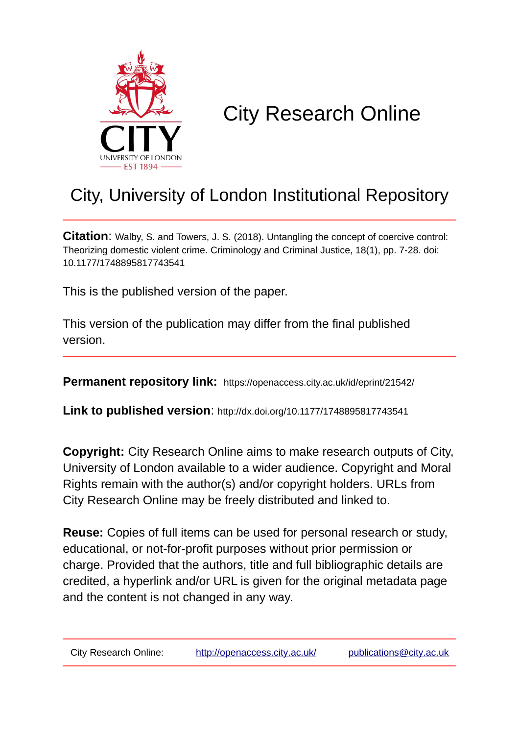# City Research Online

## City, University of London Institutional Repository

**Citation**: Walby, S. and Towers, J. S. (2018). Untangling the concept of coercive control: Theorizing domestic violent crime. Criminology and Criminal Justice, 18(1), pp. 7-28. doi: 10.1177/1748895817743541

This is the published version of the paper.

This version of the publication may differ from the final published version.

**Permanent repository link:** https://openaccess.city.ac.uk/id/eprint/21542/

**Link to published version**: http://dx.doi.org/10.1177/1748895817743541

**Copyright:** City Research Online aims to make research outputs of City, University of London available to a wider audience. Copyright and Moral Rights remain with the author(s) and/or copyright holders. URLs from City Research Online may be freely distributed and linked to.

**Reuse:** Copies of full items can be used for personal research or study, educational, or not-for-profit purposes without prior permission or charge. Provided that the authors, title and full bibliographic details are credited, a hyperlink and/or URL is given for the original metadata page and the content is not changed in any way.

City Research Online: http://openaccess.city.ac.uk/ publications@city.ac.uk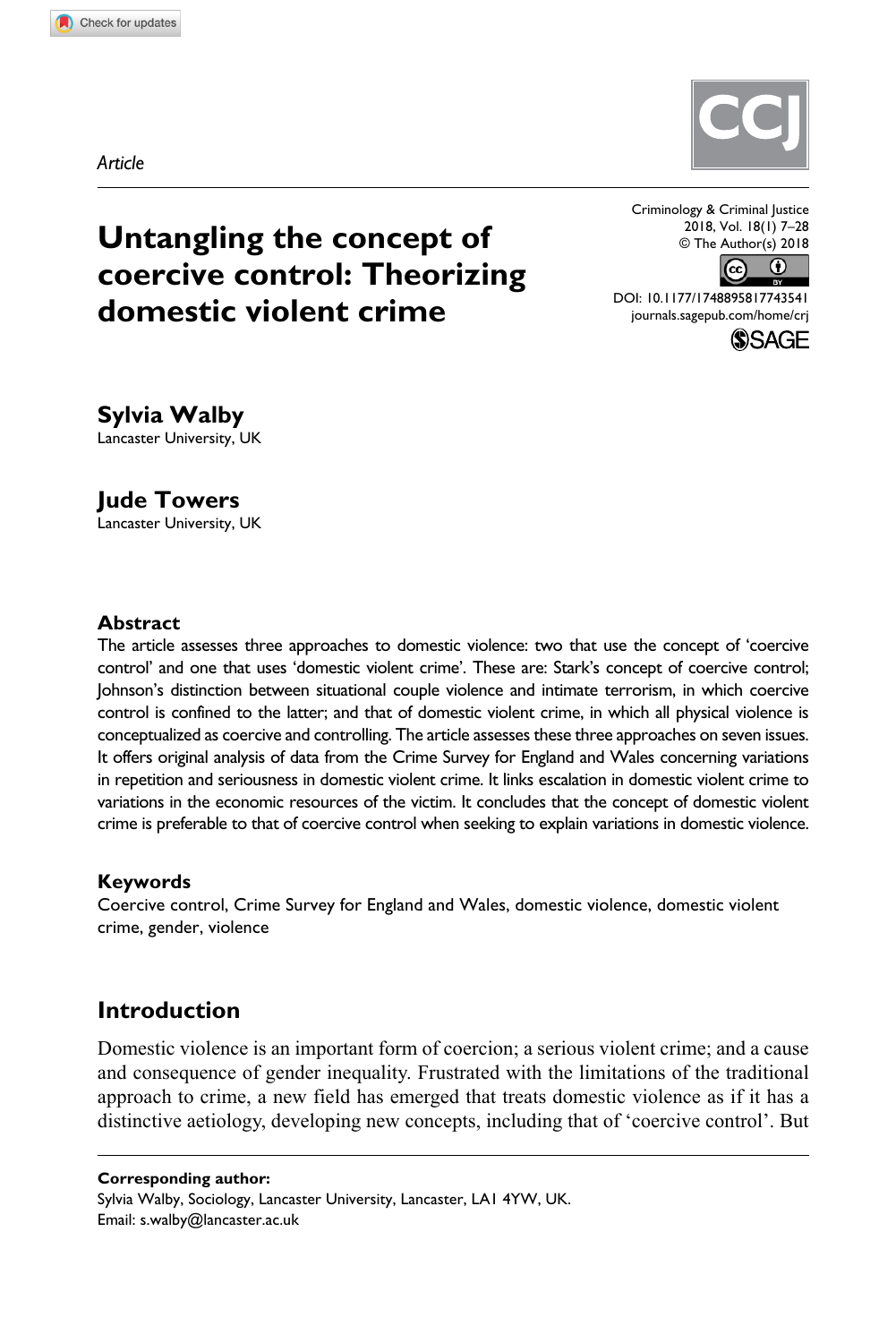*Article*

# Untangling the concept of coercive control: Theorizing domestic violent crime

**Sylvia Walby**
Lancaster University, UK

**Jude Towers**
Lancaster University, UK

DOI: 10.1177/1748895817743541
journals.sagepub.com/home/crj

### Abstract

The article assesses three approaches to domestic violence: two that use the concept of 'coercive control' and one that uses 'domestic violent crime'. These are: Stark's concept of coercive control; Johnson's distinction between situational couple violence and intimate terrorism, in which coercive control is confined to the latter; and that of domestic violent crime, in which all physical violence is conceptualized as coercive and controlling. The article assesses these three approaches on seven issues. It offers original analysis of data from the Crime Survey for England and Wales concerning variations in repetition and seriousness in domestic violent crime. It links escalation in domestic violent crime to variations in the economic resources of the victim. It concludes that the concept of domestic violent crime is preferable to that of coercive control when seeking to explain variations in domestic violence.

### Keywords

Coercive control, Crime Survey for England and Wales, domestic violence, domestic violent crime, gender, violence

## Introduction

Domestic violence is an important form of coercion; a serious violent crime; and a cause and consequence of gender inequality. Frustrated with the limitations of the traditional approach to crime, a new field has emerged that treats domestic violence as if it has a distinctive aetiology, developing new concepts, including that of 'coercive control'. But

**Corresponding author:**
Sylvia Walby, Sociology, Lancaster University, Lancaster, LA1 4YW, UK.
Email: s.walby@lancaster.ac.uk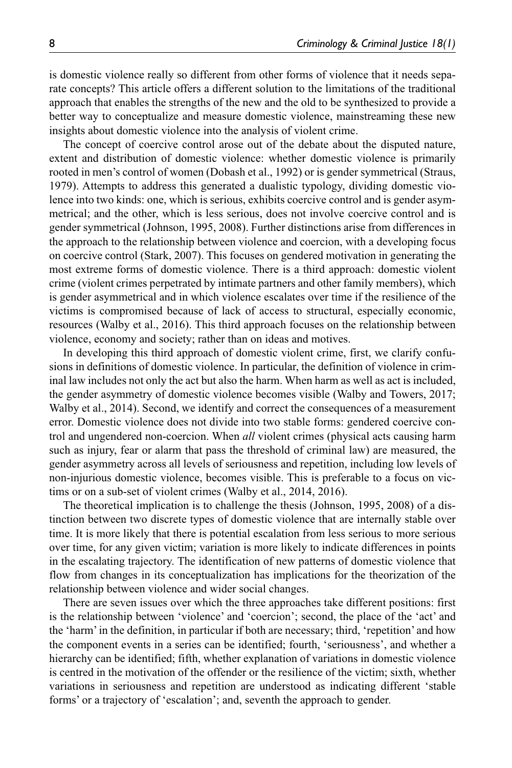is domestic violence really so different from other forms of violence that it needs separate concepts? This article offers a different solution to the limitations of the traditional approach that enables the strengths of the new and the old to be synthesized to provide a better way to conceptualize and measure domestic violence, mainstreaming these new insights about domestic violence into the analysis of violent crime.

The concept of coercive control arose out of the debate about the disputed nature, extent and distribution of domestic violence: whether domestic violence is primarily rooted in men's control of women (Dobash et al., 1992) or is gender symmetrical (Straus, 1979). Attempts to address this generated a dualistic typology, dividing domestic violence into two kinds: one, which is serious, exhibits coercive control and is gender asymmetrical; and the other, which is less serious, does not involve coercive control and is gender symmetrical (Johnson, 1995, 2008). Further distinctions arise from differences in the approach to the relationship between violence and coercion, with a developing focus on coercive control (Stark, 2007). This focuses on gendered motivation in generating the most extreme forms of domestic violence. There is a third approach: domestic violent crime (violent crimes perpetrated by intimate partners and other family members), which is gender asymmetrical and in which violence escalates over time if the resilience of the victims is compromised because of lack of access to structural, especially economic, resources (Walby et al., 2016). This third approach focuses on the relationship between violence, economy and society; rather than on ideas and motives.

In developing this third approach of domestic violent crime, first, we clarify confusions in definitions of domestic violence. In particular, the definition of violence in criminal law includes not only the act but also the harm. When harm as well as act is included, the gender asymmetry of domestic violence becomes visible (Walby and Towers, 2017; Walby et al., 2014). Second, we identify and correct the consequences of a measurement error. Domestic violence does not divide into two stable forms: gendered coercive control and ungendered non-coercion. When *all* violent crimes (physical acts causing harm such as injury, fear or alarm that pass the threshold of criminal law) are measured, the gender asymmetry across all levels of seriousness and repetition, including low levels of non-injurious domestic violence, becomes visible. This is preferable to a focus on victims or on a sub-set of violent crimes (Walby et al., 2014, 2016).

The theoretical implication is to challenge the thesis (Johnson, 1995, 2008) of a distinction between two discrete types of domestic violence that are internally stable over time. It is more likely that there is potential escalation from less serious to more serious over time, for any given victim; variation is more likely to indicate differences in points in the escalating trajectory. The identification of new patterns of domestic violence that flow from changes in its conceptualization has implications for the theorization of the relationship between violence and wider social changes.

There are seven issues over which the three approaches take different positions: first is the relationship between 'violence' and 'coercion'; second, the place of the 'act' and the 'harm' in the definition, in particular if both are necessary; third, 'repetition' and how the component events in a series can be identified; fourth, 'seriousness', and whether a hierarchy can be identified; fifth, whether explanation of variations in domestic violence is centred in the motivation of the offender or the resilience of the victim; sixth, whether variations in seriousness and repetition are understood as indicating different 'stable forms' or a trajectory of 'escalation'; and, seventh the approach to gender.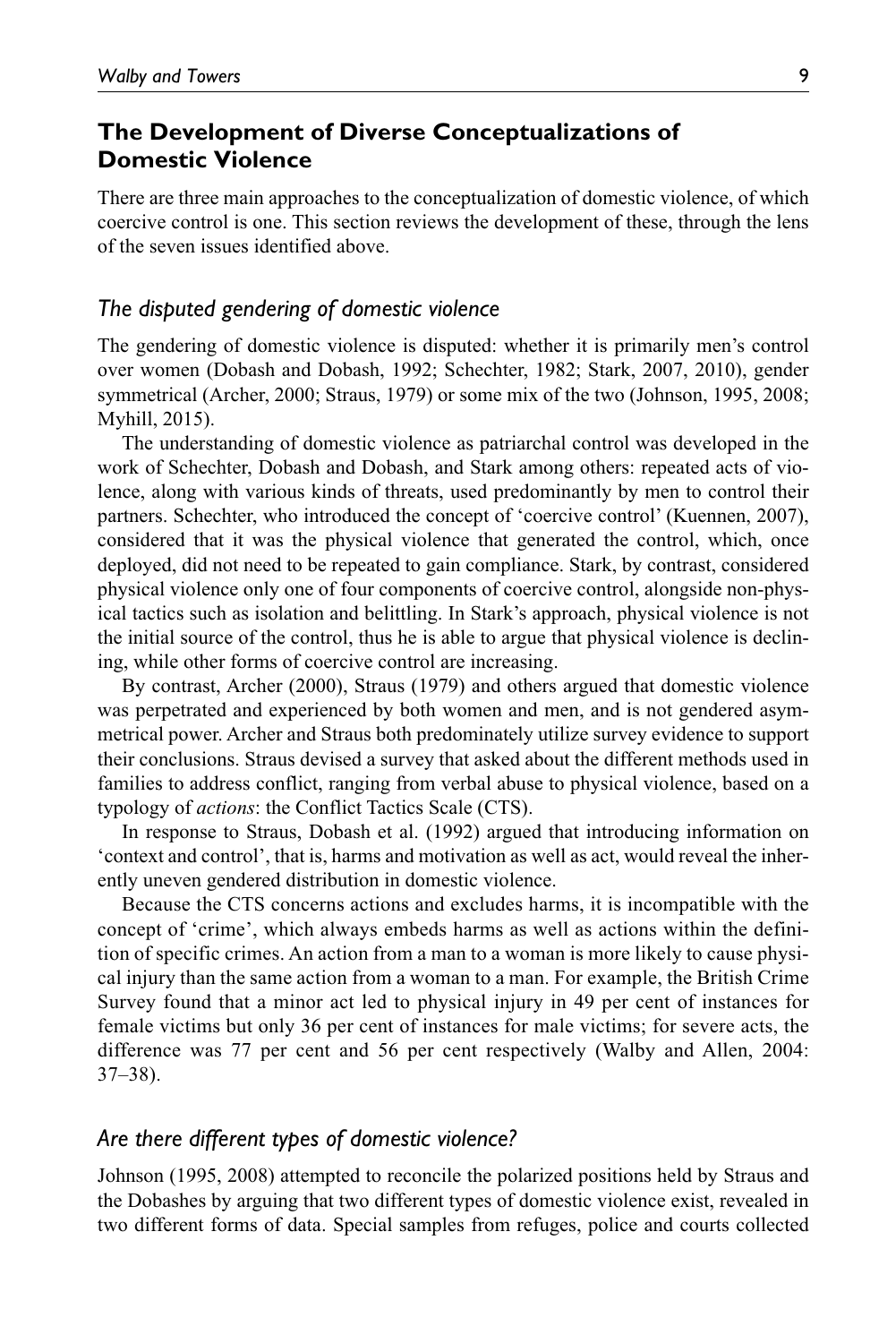## The Development of Diverse Conceptualizations of Domestic Violence

There are three main approaches to the conceptualization of domestic violence, of which coercive control is one. This section reviews the development of these, through the lens of the seven issues identified above.

### *The disputed gendering of domestic violence*

The gendering of domestic violence is disputed: whether it is primarily men's control over women (Dobash and Dobash, 1992; Schechter, 1982; Stark, 2007, 2010), gender symmetrical (Archer, 2000; Straus, 1979) or some mix of the two (Johnson, 1995, 2008; Myhill, 2015).

The understanding of domestic violence as patriarchal control was developed in the work of Schechter, Dobash and Dobash, and Stark among others: repeated acts of violence, along with various kinds of threats, used predominantly by men to control their partners. Schechter, who introduced the concept of 'coercive control' (Kuennen, 2007), considered that it was the physical violence that generated the control, which, once deployed, did not need to be repeated to gain compliance. Stark, by contrast, considered physical violence only one of four components of coercive control, alongside non-physical tactics such as isolation and belittling. In Stark's approach, physical violence is not the initial source of the control, thus he is able to argue that physical violence is declining, while other forms of coercive control are increasing.

By contrast, Archer (2000), Straus (1979) and others argued that domestic violence was perpetrated and experienced by both women and men, and is not gendered asymmetrical power. Archer and Straus both predominately utilize survey evidence to support their conclusions. Straus devised a survey that asked about the different methods used in families to address conflict, ranging from verbal abuse to physical violence, based on a typology of *actions*: the Conflict Tactics Scale (CTS).

In response to Straus, Dobash et al. (1992) argued that introducing information on 'context and control', that is, harms and motivation as well as act, would reveal the inherently uneven gendered distribution in domestic violence.

Because the CTS concerns actions and excludes harms, it is incompatible with the concept of 'crime', which always embeds harms as well as actions within the definition of specific crimes. An action from a man to a woman is more likely to cause physical injury than the same action from a woman to a man. For example, the British Crime Survey found that a minor act led to physical injury in 49 per cent of instances for female victims but only 36 per cent of instances for male victims; for severe acts, the difference was 77 per cent and 56 per cent respectively (Walby and Allen, 2004: 37–38).

### *Are there different types of domestic violence?*

Johnson (1995, 2008) attempted to reconcile the polarized positions held by Straus and the Dobashes by arguing that two different types of domestic violence exist, revealed in two different forms of data. Special samples from refuges, police and courts collected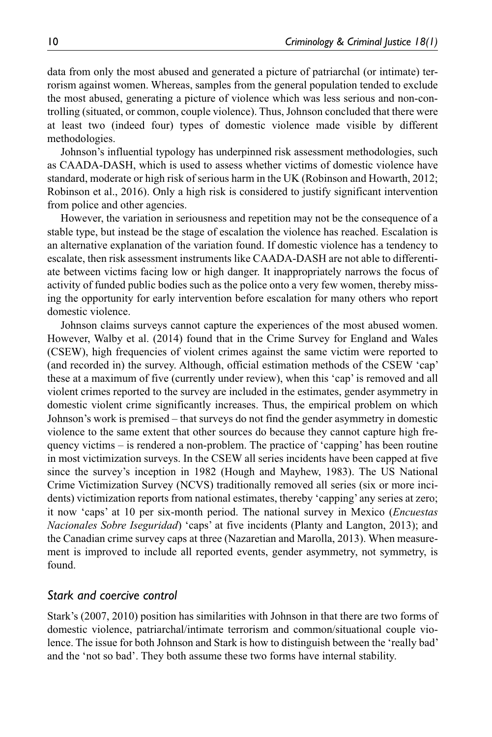data from only the most abused and generated a picture of patriarchal (or intimate) terrorism against women. Whereas, samples from the general population tended to exclude the most abused, generating a picture of violence which was less serious and non-controlling (situated, or common, couple violence). Thus, Johnson concluded that there were at least two (indeed four) types of domestic violence made visible by different methodologies.

Johnson's influential typology has underpinned risk assessment methodologies, such as CAADA-DASH, which is used to assess whether victims of domestic violence have standard, moderate or high risk of serious harm in the UK (Robinson and Howarth, 2012; Robinson et al., 2016). Only a high risk is considered to justify significant intervention from police and other agencies.

However, the variation in seriousness and repetition may not be the consequence of a stable type, but instead be the stage of escalation the violence has reached. Escalation is an alternative explanation of the variation found. If domestic violence has a tendency to escalate, then risk assessment instruments like CAADA-DASH are not able to differentiate between victims facing low or high danger. It inappropriately narrows the focus of activity of funded public bodies such as the police onto a very few women, thereby missing the opportunity for early intervention before escalation for many others who report domestic violence.

Johnson claims surveys cannot capture the experiences of the most abused women. However, Walby et al. (2014) found that in the Crime Survey for England and Wales (CSEW), high frequencies of violent crimes against the same victim were reported to (and recorded in) the survey. Although, official estimation methods of the CSEW 'cap' these at a maximum of five (currently under review), when this 'cap' is removed and all violent crimes reported to the survey are included in the estimates, gender asymmetry in domestic violent crime significantly increases. Thus, the empirical problem on which Johnson's work is premised – that surveys do not find the gender asymmetry in domestic violence to the same extent that other sources do because they cannot capture high frequency victims – is rendered a non-problem. The practice of 'capping' has been routine in most victimization surveys. In the CSEW all series incidents have been capped at five since the survey's inception in 1982 (Hough and Mayhew, 1983). The US National Crime Victimization Survey (NCVS) traditionally removed all series (six or more incidents) victimization reports from national estimates, thereby 'capping' any series at zero; it now 'caps' at 10 per six-month period. The national survey in Mexico (*Encuestas Nacionales Sobre Iseguridad*) 'caps' at five incidents (Planty and Langton, 2013); and the Canadian crime survey caps at three (Nazaretian and Marolla, 2013). When measurement is improved to include all reported events, gender asymmetry, not symmetry, is found.

### *Stark and coercive control*

Stark's (2007, 2010) position has similarities with Johnson in that there are two forms of domestic violence, patriarchal/intimate terrorism and common/situational couple violence. The issue for both Johnson and Stark is how to distinguish between the 'really bad' and the 'not so bad'. They both assume these two forms have internal stability.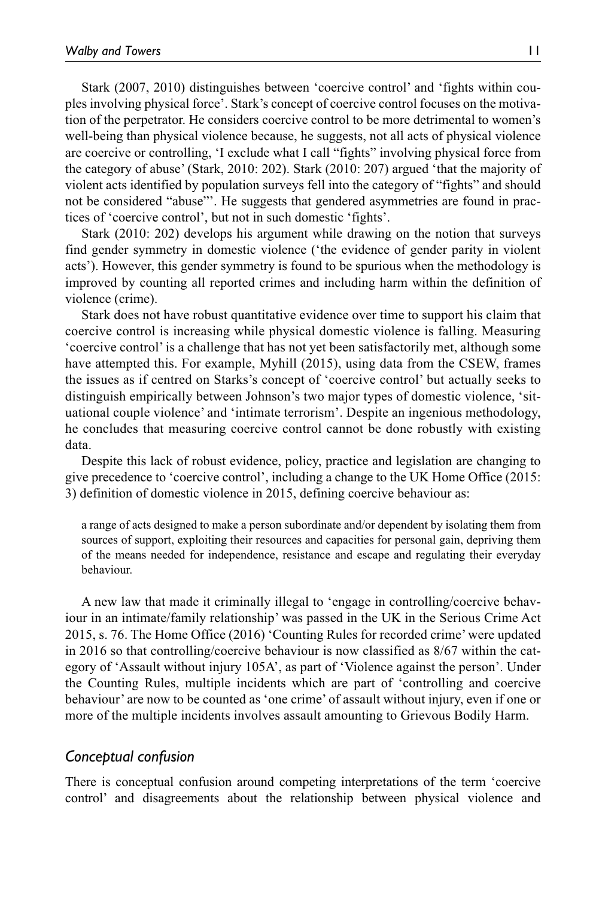Stark (2007, 2010) distinguishes between 'coercive control' and 'fights within couples involving physical force'. Stark's concept of coercive control focuses on the motivation of the perpetrator. He considers coercive control to be more detrimental to women's well-being than physical violence because, he suggests, not all acts of physical violence are coercive or controlling, 'I exclude what I call "fights" involving physical force from the category of abuse' (Stark, 2010: 202). Stark (2010: 207) argued 'that the majority of violent acts identified by population surveys fell into the category of "fights" and should not be considered "abuse"'. He suggests that gendered asymmetries are found in practices of 'coercive control', but not in such domestic 'fights'.

Stark (2010: 202) develops his argument while drawing on the notion that surveys find gender symmetry in domestic violence ('the evidence of gender parity in violent acts'). However, this gender symmetry is found to be spurious when the methodology is improved by counting all reported crimes and including harm within the definition of violence (crime).

Stark does not have robust quantitative evidence over time to support his claim that coercive control is increasing while physical domestic violence is falling. Measuring 'coercive control' is a challenge that has not yet been satisfactorily met, although some have attempted this. For example, Myhill (2015), using data from the CSEW, frames the issues as if centred on Starks's concept of 'coercive control' but actually seeks to distinguish empirically between Johnson's two major types of domestic violence, 'situational couple violence' and 'intimate terrorism'. Despite an ingenious methodology, he concludes that measuring coercive control cannot be done robustly with existing data.

Despite this lack of robust evidence, policy, practice and legislation are changing to give precedence to 'coercive control', including a change to the UK Home Office (2015: 3) definition of domestic violence in 2015, defining coercive behaviour as:

> a range of acts designed to make a person subordinate and/or dependent by isolating them from sources of support, exploiting their resources and capacities for personal gain, depriving them of the means needed for independence, resistance and escape and regulating their everyday behaviour.

A new law that made it criminally illegal to 'engage in controlling/coercive behaviour in an intimate/family relationship' was passed in the UK in the Serious Crime Act 2015, s. 76. The Home Office (2016) 'Counting Rules for recorded crime' were updated in 2016 so that controlling/coercive behaviour is now classified as 8/67 within the category of 'Assault without injury 105A', as part of 'Violence against the person'. Under the Counting Rules, multiple incidents which are part of 'controlling and coercive behaviour' are now to be counted as 'one crime' of assault without injury, even if one or more of the multiple incidents involves assault amounting to Grievous Bodily Harm.

## *Conceptual confusion*

There is conceptual confusion around competing interpretations of the term 'coercive control' and disagreements about the relationship between physical violence and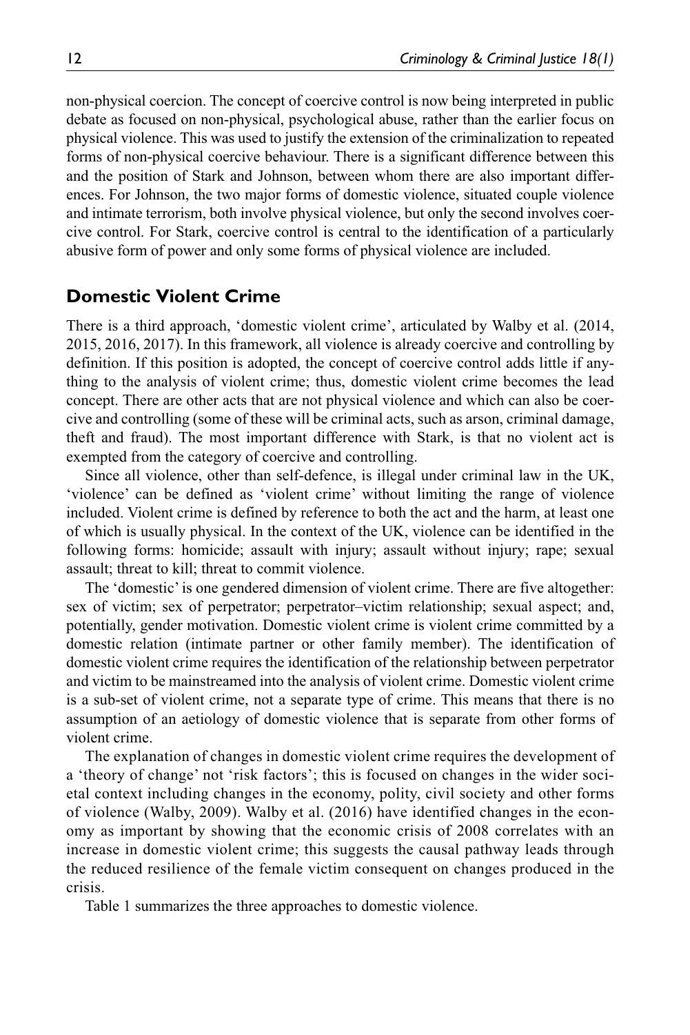non-physical coercion. The concept of coercive control is now being interpreted in public debate as focused on non-physical, psychological abuse, rather than the earlier focus on physical violence. This was used to justify the extension of the criminalization to repeated forms of non-physical coercive behaviour. There is a significant difference between this and the position of Stark and Johnson, between whom there are also important differences. For Johnson, the two major forms of domestic violence, situated couple violence and intimate terrorism, both involve physical violence, but only the second involves coercive control. For Stark, coercive control is central to the identification of a particularly abusive form of power and only some forms of physical violence are included.

## Domestic Violent Crime

There is a third approach, 'domestic violent crime', articulated by Walby et al. (2014, 2015, 2016, 2017). In this framework, all violence is already coercive and controlling by definition. If this position is adopted, the concept of coercive control adds little if anything to the analysis of violent crime; thus, domestic violent crime becomes the lead concept. There are other acts that are not physical violence and which can also be coercive and controlling (some of these will be criminal acts, such as arson, criminal damage, theft and fraud). The most important difference with Stark, is that no violent act is exempted from the category of coercive and controlling.

Since all violence, other than self-defence, is illegal under criminal law in the UK, 'violence' can be defined as 'violent crime' without limiting the range of violence included. Violent crime is defined by reference to both the act and the harm, at least one of which is usually physical. In the context of the UK, violence can be identified in the following forms: homicide; assault with injury; assault without injury; rape; sexual assault; threat to kill; threat to commit violence.

The 'domestic' is one gendered dimension of violent crime. There are five altogether: sex of victim; sex of perpetrator; perpetrator–victim relationship; sexual aspect; and, potentially, gender motivation. Domestic violent crime is violent crime committed by a domestic relation (intimate partner or other family member). The identification of domestic violent crime requires the identification of the relationship between perpetrator and victim to be mainstreamed into the analysis of violent crime. Domestic violent crime is a sub-set of violent crime, not a separate type of crime. This means that there is no assumption of an aetiology of domestic violence that is separate from other forms of violent crime.

The explanation of changes in domestic violent crime requires the development of a 'theory of change' not 'risk factors'; this is focused on changes in the wider societal context including changes in the economy, polity, civil society and other forms of violence (Walby, 2009). Walby et al. (2016) have identified changes in the economy as important by showing that the economic crisis of 2008 correlates with an increase in domestic violent crime; this suggests the causal pathway leads through the reduced resilience of the female victim consequent on changes produced in the crisis.

Table 1 summarizes the three approaches to domestic violence.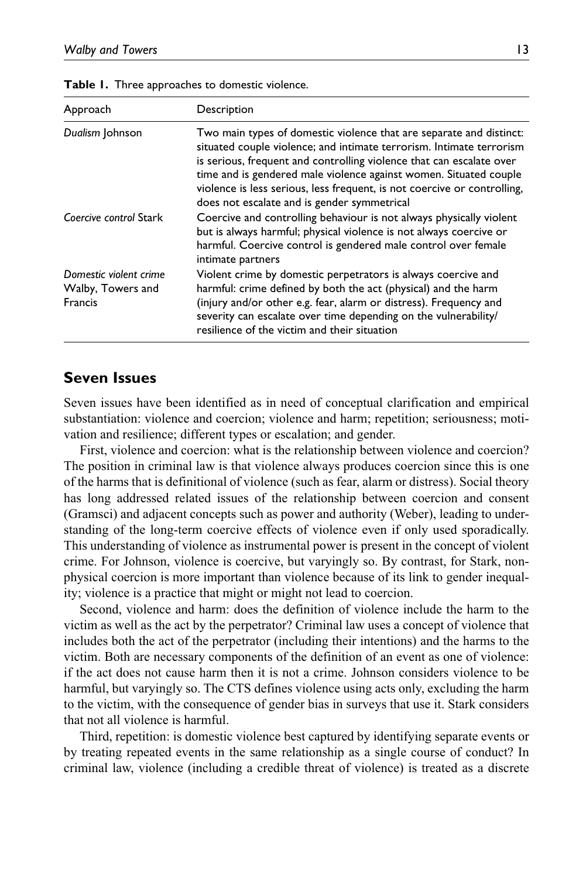**Table 1.** Three approaches to domestic violence.

| Approach | Description |
| --- | --- |
| *Dualism* Johnson | Two main types of domestic violence that are separate and distinct: situated couple violence; and intimate terrorism. Intimate terrorism is serious, frequent and controlling violence that can escalate over time and is gendered male violence against women. Situated couple violence is less serious, less frequent, is not coercive or controlling, does not escalate and is gender symmetrical |
| *Coercive control* Stark | Coercive and controlling behaviour is not always physically violent but is always harmful; physical violence is not always coercive or harmful. Coercive control is gendered male control over female intimate partners |
| *Domestic violent crime* Walby, Towers and Francis | Violent crime by domestic perpetrators is always coercive and harmful: crime defined by both the act (physical) and the harm (injury and/or other e.g. fear, alarm or distress). Frequency and severity can escalate over time depending on the vulnerability/resilience of the victim and their situation |

## Seven Issues

Seven issues have been identified as in need of conceptual clarification and empirical substantiation: violence and coercion; violence and harm; repetition; seriousness; motivation and resilience; different types or escalation; and gender.

First, violence and coercion: what is the relationship between violence and coercion? The position in criminal law is that violence always produces coercion since this is one of the harms that is definitional of violence (such as fear, alarm or distress). Social theory has long addressed related issues of the relationship between coercion and consent (Gramsci) and adjacent concepts such as power and authority (Weber), leading to understanding of the long-term coercive effects of violence even if only used sporadically. This understanding of violence as instrumental power is present in the concept of violent crime. For Johnson, violence is coercive, but varyingly so. By contrast, for Stark, non-physical coercion is more important than violence because of its link to gender inequality; violence is a practice that might or might not lead to coercion.

Second, violence and harm: does the definition of violence include the harm to the victim as well as the act by the perpetrator? Criminal law uses a concept of violence that includes both the act of the perpetrator (including their intentions) and the harms to the victim. Both are necessary components of the definition of an event as one of violence: if the act does not cause harm then it is not a crime. Johnson considers violence to be harmful, but varyingly so. The CTS defines violence using acts only, excluding the harm to the victim, with the consequence of gender bias in surveys that use it. Stark considers that not all violence is harmful.

Third, repetition: is domestic violence best captured by identifying separate events or by treating repeated events in the same relationship as a single course of conduct? In criminal law, violence (including a credible threat of violence) is treated as a discrete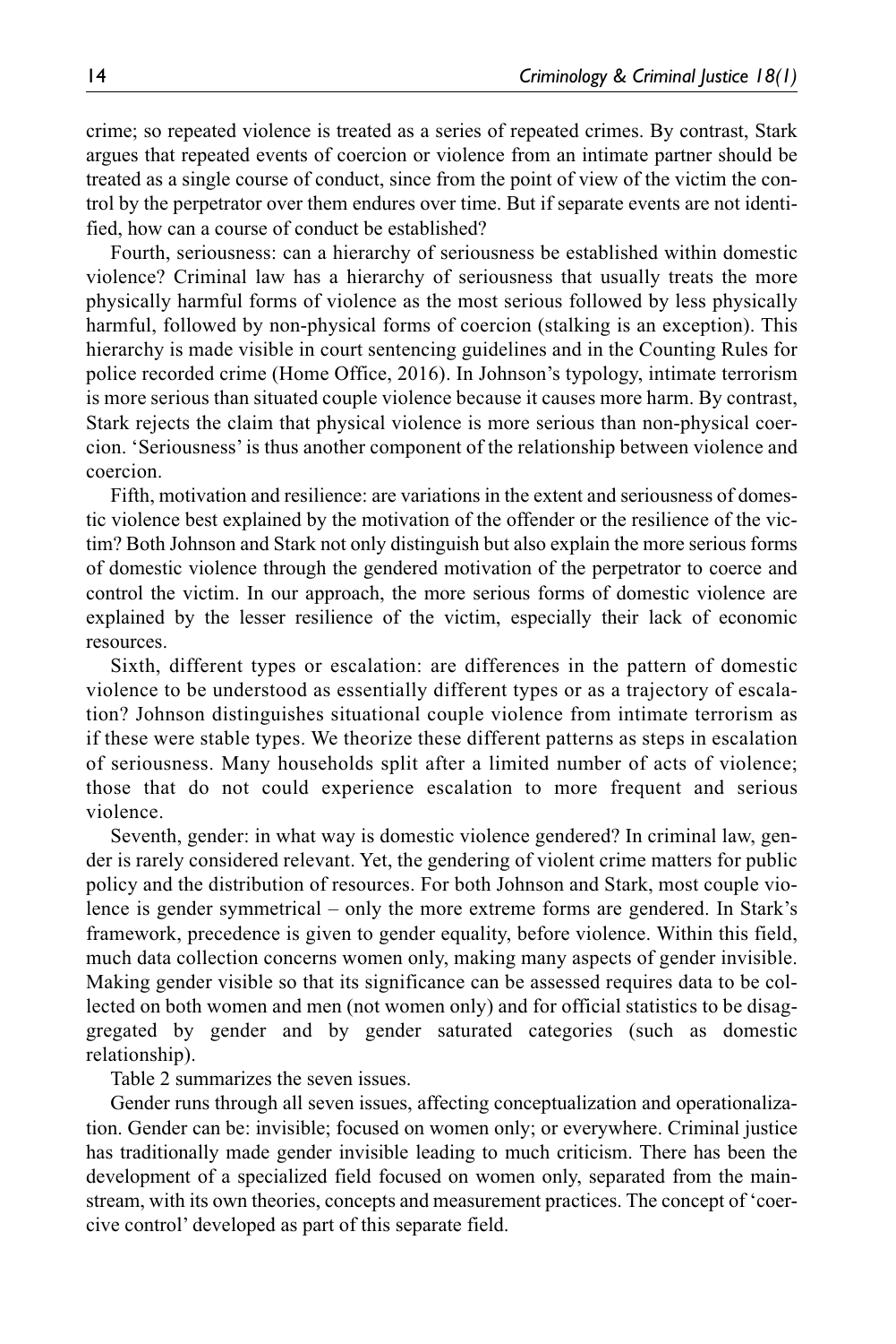crime; so repeated violence is treated as a series of repeated crimes. By contrast, Stark argues that repeated events of coercion or violence from an intimate partner should be treated as a single course of conduct, since from the point of view of the victim the control by the perpetrator over them endures over time. But if separate events are not identified, how can a course of conduct be established?

Fourth, seriousness: can a hierarchy of seriousness be established within domestic violence? Criminal law has a hierarchy of seriousness that usually treats the more physically harmful forms of violence as the most serious followed by less physically harmful, followed by non-physical forms of coercion (stalking is an exception). This hierarchy is made visible in court sentencing guidelines and in the Counting Rules for police recorded crime (Home Office, 2016). In Johnson's typology, intimate terrorism is more serious than situated couple violence because it causes more harm. By contrast, Stark rejects the claim that physical violence is more serious than non-physical coercion. 'Seriousness' is thus another component of the relationship between violence and coercion.

Fifth, motivation and resilience: are variations in the extent and seriousness of domestic violence best explained by the motivation of the offender or the resilience of the victim? Both Johnson and Stark not only distinguish but also explain the more serious forms of domestic violence through the gendered motivation of the perpetrator to coerce and control the victim. In our approach, the more serious forms of domestic violence are explained by the lesser resilience of the victim, especially their lack of economic resources.

Sixth, different types or escalation: are differences in the pattern of domestic violence to be understood as essentially different types or as a trajectory of escalation? Johnson distinguishes situational couple violence from intimate terrorism as if these were stable types. We theorize these different patterns as steps in escalation of seriousness. Many households split after a limited number of acts of violence; those that do not could experience escalation to more frequent and serious violence.

Seventh, gender: in what way is domestic violence gendered? In criminal law, gender is rarely considered relevant. Yet, the gendering of violent crime matters for public policy and the distribution of resources. For both Johnson and Stark, most couple violence is gender symmetrical – only the more extreme forms are gendered. In Stark's framework, precedence is given to gender equality, before violence. Within this field, much data collection concerns women only, making many aspects of gender invisible. Making gender visible so that its significance can be assessed requires data to be collected on both women and men (not women only) and for official statistics to be disaggregated by gender and by gender saturated categories (such as domestic relationship).

Table 2 summarizes the seven issues.

Gender runs through all seven issues, affecting conceptualization and operationalization. Gender can be: invisible; focused on women only; or everywhere. Criminal justice has traditionally made gender invisible leading to much criticism. There has been the development of a specialized field focused on women only, separated from the mainstream, with its own theories, concepts and measurement practices. The concept of 'coercive control' developed as part of this separate field.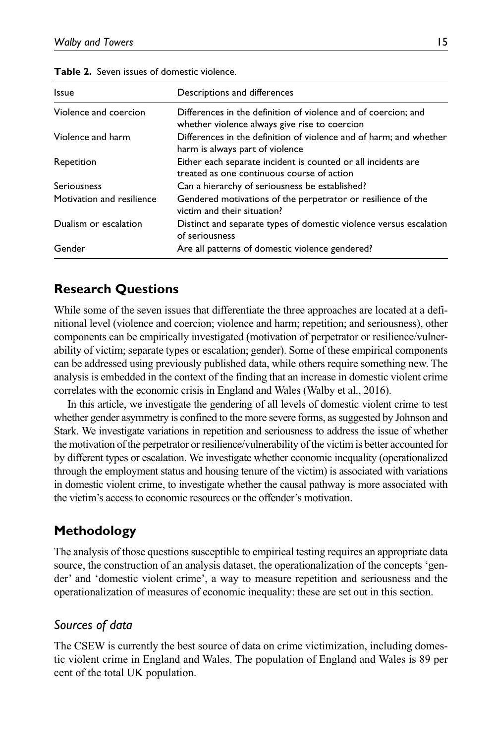**Table 2.** Seven issues of domestic violence.

| Issue | Descriptions and differences |
|---|---|
| Violence and coercion | Differences in the definition of violence and of coercion; and whether violence always give rise to coercion |
| Violence and harm | Differences in the definition of violence and of harm; and whether harm is always part of violence |
| Repetition | Either each separate incident is counted or all incidents are treated as one continuous course of action |
| Seriousness | Can a hierarchy of seriousness be established? |
| Motivation and resilience | Gendered motivations of the perpetrator or resilience of the victim and their situation? |
| Dualism or escalation | Distinct and separate types of domestic violence versus escalation of seriousness |
| Gender | Are all patterns of domestic violence gendered? |

## Research Questions

While some of the seven issues that differentiate the three approaches are located at a definitional level (violence and coercion; violence and harm; repetition; and seriousness), other components can be empirically investigated (motivation of perpetrator or resilience/vulnerability of victim; separate types or escalation; gender). Some of these empirical components can be addressed using previously published data, while others require something new. The analysis is embedded in the context of the finding that an increase in domestic violent crime correlates with the economic crisis in England and Wales (Walby et al., 2016).

In this article, we investigate the gendering of all levels of domestic violent crime to test whether gender asymmetry is confined to the more severe forms, as suggested by Johnson and Stark. We investigate variations in repetition and seriousness to address the issue of whether the motivation of the perpetrator or resilience/vulnerability of the victim is better accounted for by different types or escalation. We investigate whether economic inequality (operationalized through the employment status and housing tenure of the victim) is associated with variations in domestic violent crime, to investigate whether the causal pathway is more associated with the victim's access to economic resources or the offender's motivation.

## Methodology

The analysis of those questions susceptible to empirical testing requires an appropriate data source, the construction of an analysis dataset, the operationalization of the concepts 'gender' and 'domestic violent crime', a way to measure repetition and seriousness and the operationalization of measures of economic inequality: these are set out in this section.

### *Sources of data*

The CSEW is currently the best source of data on crime victimization, including domestic violent crime in England and Wales. The population of England and Wales is 89 per cent of the total UK population.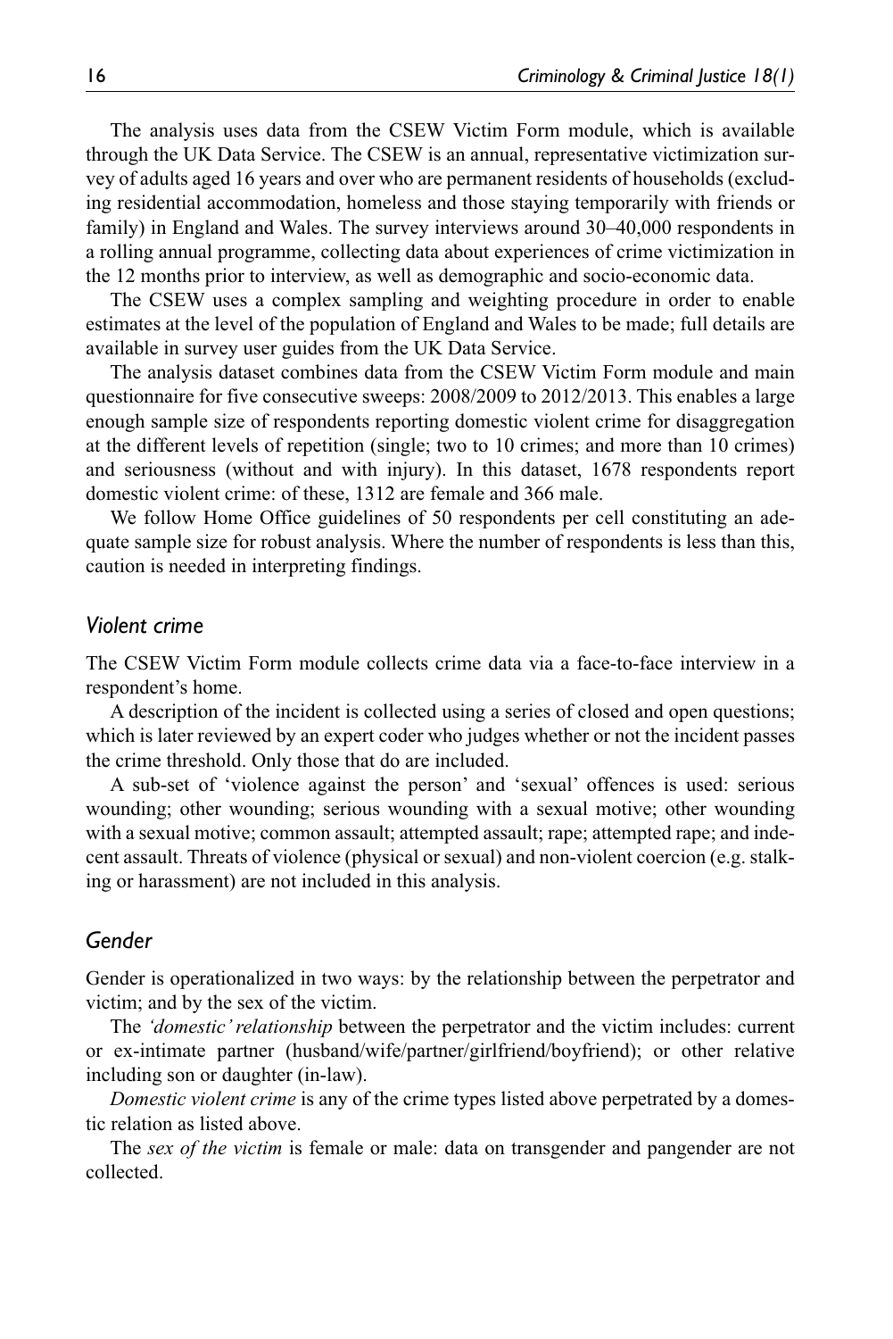The analysis uses data from the CSEW Victim Form module, which is available through the UK Data Service. The CSEW is an annual, representative victimization survey of adults aged 16 years and over who are permanent residents of households (excluding residential accommodation, homeless and those staying temporarily with friends or family) in England and Wales. The survey interviews around 30–40,000 respondents in a rolling annual programme, collecting data about experiences of crime victimization in the 12 months prior to interview, as well as demographic and socio-economic data.

The CSEW uses a complex sampling and weighting procedure in order to enable estimates at the level of the population of England and Wales to be made; full details are available in survey user guides from the UK Data Service.

The analysis dataset combines data from the CSEW Victim Form module and main questionnaire for five consecutive sweeps: 2008/2009 to 2012/2013. This enables a large enough sample size of respondents reporting domestic violent crime for disaggregation at the different levels of repetition (single; two to 10 crimes; and more than 10 crimes) and seriousness (without and with injury). In this dataset, 1678 respondents report domestic violent crime: of these, 1312 are female and 366 male.

We follow Home Office guidelines of 50 respondents per cell constituting an adequate sample size for robust analysis. Where the number of respondents is less than this, caution is needed in interpreting findings.

### *Violent crime*

The CSEW Victim Form module collects crime data via a face-to-face interview in a respondent's home.

A description of the incident is collected using a series of closed and open questions; which is later reviewed by an expert coder who judges whether or not the incident passes the crime threshold. Only those that do are included.

A sub-set of 'violence against the person' and 'sexual' offences is used: serious wounding; other wounding; serious wounding with a sexual motive; other wounding with a sexual motive; common assault; attempted assault; rape; attempted rape; and indecent assault. Threats of violence (physical or sexual) and non-violent coercion (e.g. stalking or harassment) are not included in this analysis.

### *Gender*

Gender is operationalized in two ways: by the relationship between the perpetrator and victim; and by the sex of the victim.

The *'domestic' relationship* between the perpetrator and the victim includes: current or ex-intimate partner (husband/wife/partner/girlfriend/boyfriend); or other relative including son or daughter (in-law).

*Domestic violent crime* is any of the crime types listed above perpetrated by a domestic relation as listed above.

The *sex of the victim* is female or male: data on transgender and pangender are not collected.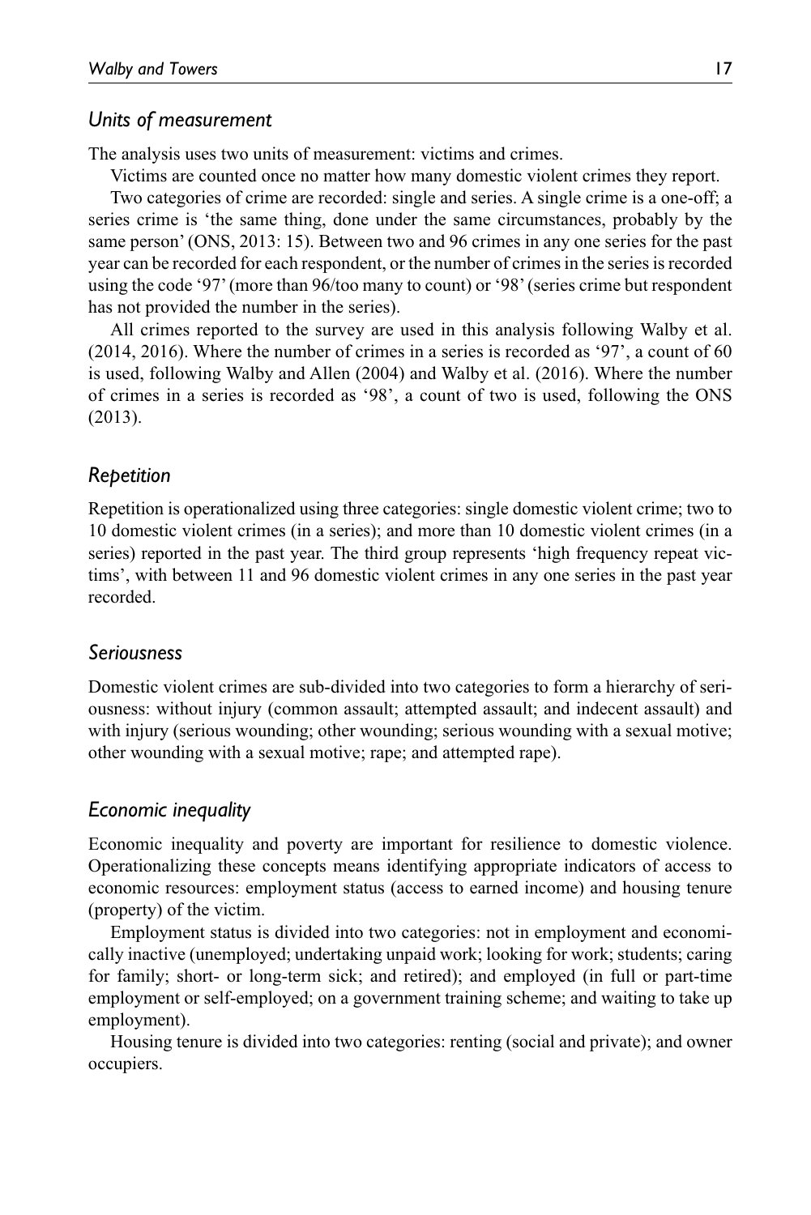### *Units of measurement*

The analysis uses two units of measurement: victims and crimes.

Victims are counted once no matter how many domestic violent crimes they report.

Two categories of crime are recorded: single and series. A single crime is a one-off; a series crime is 'the same thing, done under the same circumstances, probably by the same person' (ONS, 2013: 15). Between two and 96 crimes in any one series for the past year can be recorded for each respondent, or the number of crimes in the series is recorded using the code '97' (more than 96/too many to count) or '98' (series crime but respondent has not provided the number in the series).

All crimes reported to the survey are used in this analysis following Walby et al. (2014, 2016). Where the number of crimes in a series is recorded as '97', a count of 60 is used, following Walby and Allen (2004) and Walby et al. (2016). Where the number of crimes in a series is recorded as '98', a count of two is used, following the ONS (2013).

### *Repetition*

Repetition is operationalized using three categories: single domestic violent crime; two to 10 domestic violent crimes (in a series); and more than 10 domestic violent crimes (in a series) reported in the past year. The third group represents 'high frequency repeat victims', with between 11 and 96 domestic violent crimes in any one series in the past year recorded.

### *Seriousness*

Domestic violent crimes are sub-divided into two categories to form a hierarchy of seriousness: without injury (common assault; attempted assault; and indecent assault) and with injury (serious wounding; other wounding; serious wounding with a sexual motive; other wounding with a sexual motive; rape; and attempted rape).

### *Economic inequality*

Economic inequality and poverty are important for resilience to domestic violence. Operationalizing these concepts means identifying appropriate indicators of access to economic resources: employment status (access to earned income) and housing tenure (property) of the victim.

Employment status is divided into two categories: not in employment and economically inactive (unemployed; undertaking unpaid work; looking for work; students; caring for family; short- or long-term sick; and retired); and employed (in full or part-time employment or self-employed; on a government training scheme; and waiting to take up employment).

Housing tenure is divided into two categories: renting (social and private); and owner occupiers.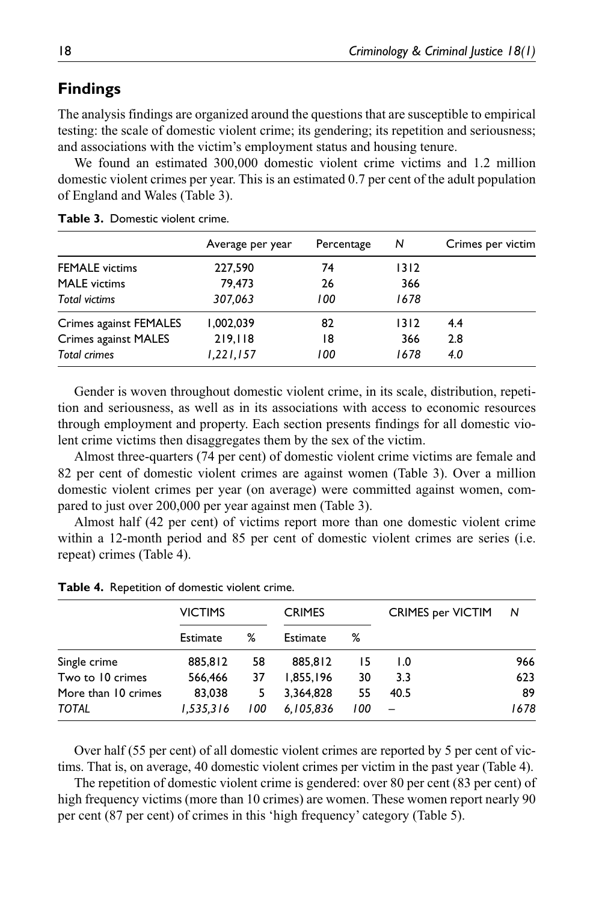## Findings

The analysis findings are organized around the questions that are susceptible to empirical testing: the scale of domestic violent crime; its gendering; its repetition and seriousness; and associations with the victim's employment status and housing tenure.

We found an estimated 300,000 domestic violent crime victims and 1.2 million domestic violent crimes per year. This is an estimated 0.7 per cent of the adult population of England and Wales (Table 3).

**Table 3.** Domestic violent crime.

| | Average per year | Percentage | *N* | Crimes per victim |
|---|---|---|---|---|
| FEMALE victims | 227,590 | 74 | 1312 | |
| MALE victims | 79,473 | 26 | 366 | |
| *Total victims* | *307,063* | *100* | *1678* | |
| Crimes against FEMALES | 1,002,039 | 82 | 1312 | 4.4 |
| Crimes against MALES | 219,118 | 18 | 366 | 2.8 |
| *Total crimes* | *1,221,157* | *100* | *1678* | *4.0* |

Gender is woven throughout domestic violent crime, in its scale, distribution, repetition and seriousness, as well as in its associations with access to economic resources through employment and property. Each section presents findings for all domestic violent crime victims then disaggregates them by the sex of the victim.

Almost three-quarters (74 per cent) of domestic violent crime victims are female and 82 per cent of domestic violent crimes are against women (Table 3). Over a million domestic violent crimes per year (on average) were committed against women, compared to just over 200,000 per year against men (Table 3).

Almost half (42 per cent) of victims report more than one domestic violent crime within a 12-month period and 85 per cent of domestic violent crimes are series (i.e. repeat) crimes (Table 4).

**Table 4.** Repetition of domestic violent crime.

| | VICTIMS | | CRIMES | | CRIMES per VICTIM | *N* |
|---|---|---|---|---|---|---|
| | Estimate | % | Estimate | % | | |
| Single crime | 885,812 | 58 | 885,812 | 15 | 1.0 | 966 |
| Two to 10 crimes | 566,466 | 37 | 1,855,196 | 30 | 3.3 | 623 |
| More than 10 crimes | 83,038 | 5 | 3,364,828 | 55 | 40.5 | 89 |
| *TOTAL* | *1,535,316* | *100* | *6,105,836* | *100* | – | *1678* |

Over half (55 per cent) of all domestic violent crimes are reported by 5 per cent of victims. That is, on average, 40 domestic violent crimes per victim in the past year (Table 4).

The repetition of domestic violent crime is gendered: over 80 per cent (83 per cent) of high frequency victims (more than 10 crimes) are women. These women report nearly 90 per cent (87 per cent) of crimes in this 'high frequency' category (Table 5).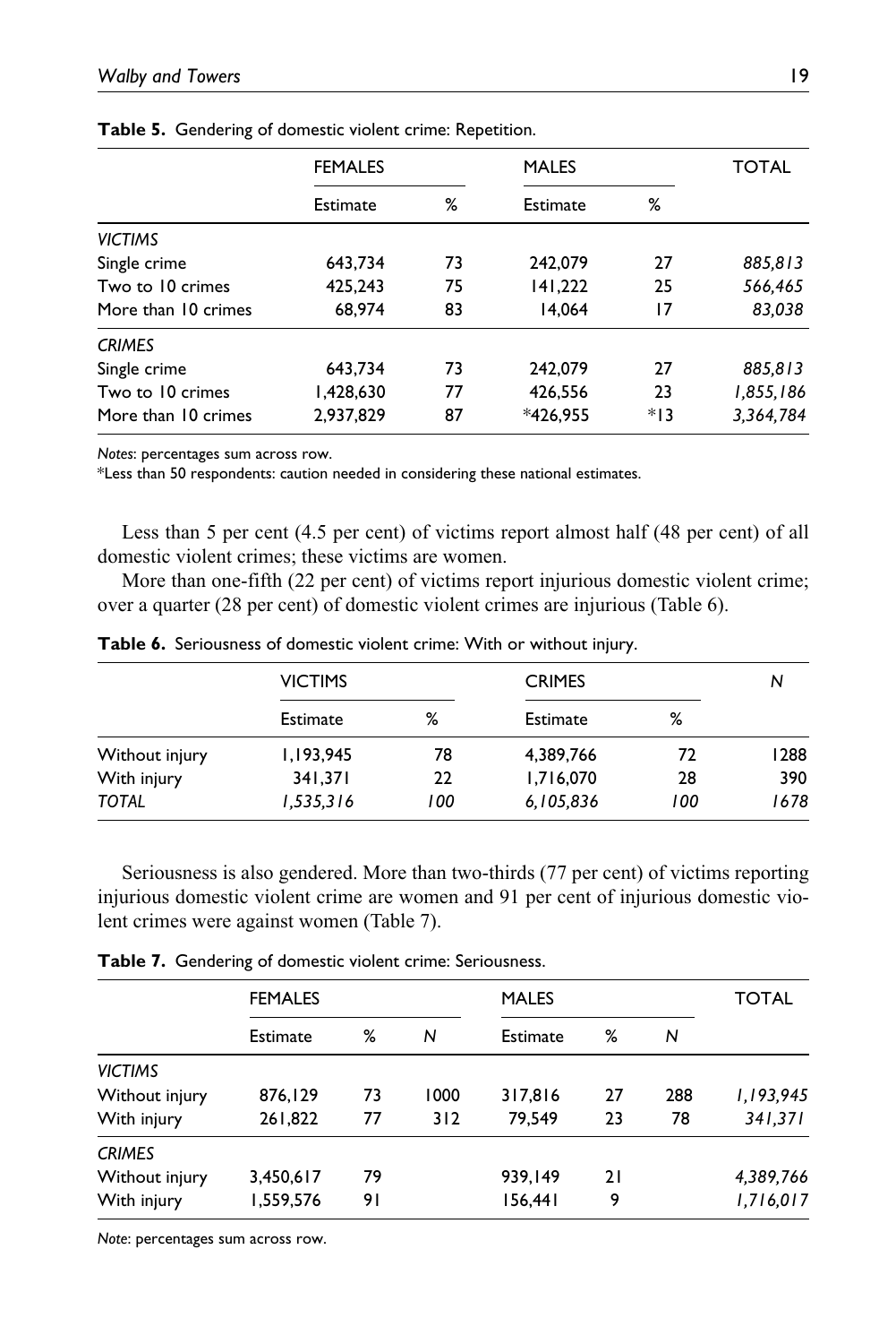**Table 5.** Gendering of domestic violent crime: Repetition.

| | FEMALES | | MALES | | TOTAL |
|---|---|---|---|---|---|
| | Estimate | % | Estimate | % | |
| *VICTIMS* | | | | | |
| Single crime | 643,734 | 73 | 242,079 | 27 | *885,813* |
| Two to 10 crimes | 425,243 | 75 | 141,222 | 25 | *566,465* |
| More than 10 crimes | 68,974 | 83 | 14,064 | 17 | *83,038* |
| *CRIMES* | | | | | |
| Single crime | 643,734 | 73 | 242,079 | 27 | *885,813* |
| Two to 10 crimes | 1,428,630 | 77 | 426,556 | 23 | *1,855,186* |
| More than 10 crimes | 2,937,829 | 87 | *426,955 | *13 | *3,364,784* |

*Notes*: percentages sum across row.

*Less than 50 respondents: caution needed in considering these national estimates.

Less than 5 per cent (4.5 per cent) of victims report almost half (48 per cent) of all domestic violent crimes; these victims are women.

More than one-fifth (22 per cent) of victims report injurious domestic violent crime; over a quarter (28 per cent) of domestic violent crimes are injurious (Table 6).

**Table 6.** Seriousness of domestic violent crime: With or without injury.

| | VICTIMS | | CRIMES | | *N* |
|---|---|---|---|---|---|
| | Estimate | % | Estimate | % | |
| Without injury | 1,193,945 | 78 | 4,389,766 | 72 | 1288 |
| With injury | 341,371 | 22 | 1,716,070 | 28 | 390 |
| *TOTAL* | *1,535,316* | *100* | *6,105,836* | *100* | *1678* |

Seriousness is also gendered. More than two-thirds (77 per cent) of victims reporting injurious domestic violent crime are women and 91 per cent of injurious domestic violent crimes were against women (Table 7).

**Table 7.** Gendering of domestic violent crime: Seriousness.

| | FEMALES | | | MALES | | | TOTAL |
|---|---|---|---|---|---|---|---|
| | Estimate | % | *N* | Estimate | % | *N* | |
| *VICTIMS* | | | | | | | |
| Without injury | 876,129 | 73 | 1000 | 317,816 | 27 | 288 | *1,193,945* |
| With injury | 261,822 | 77 | 312 | 79,549 | 23 | 78 | *341,371* |
| *CRIMES* | | | | | | | |
| Without injury | 3,450,617 | 79 | | 939,149 | 21 | | *4,389,766* |
| With injury | 1,559,576 | 91 | | 156,441 | 9 | | *1,716,017* |

*Note*: percentages sum across row.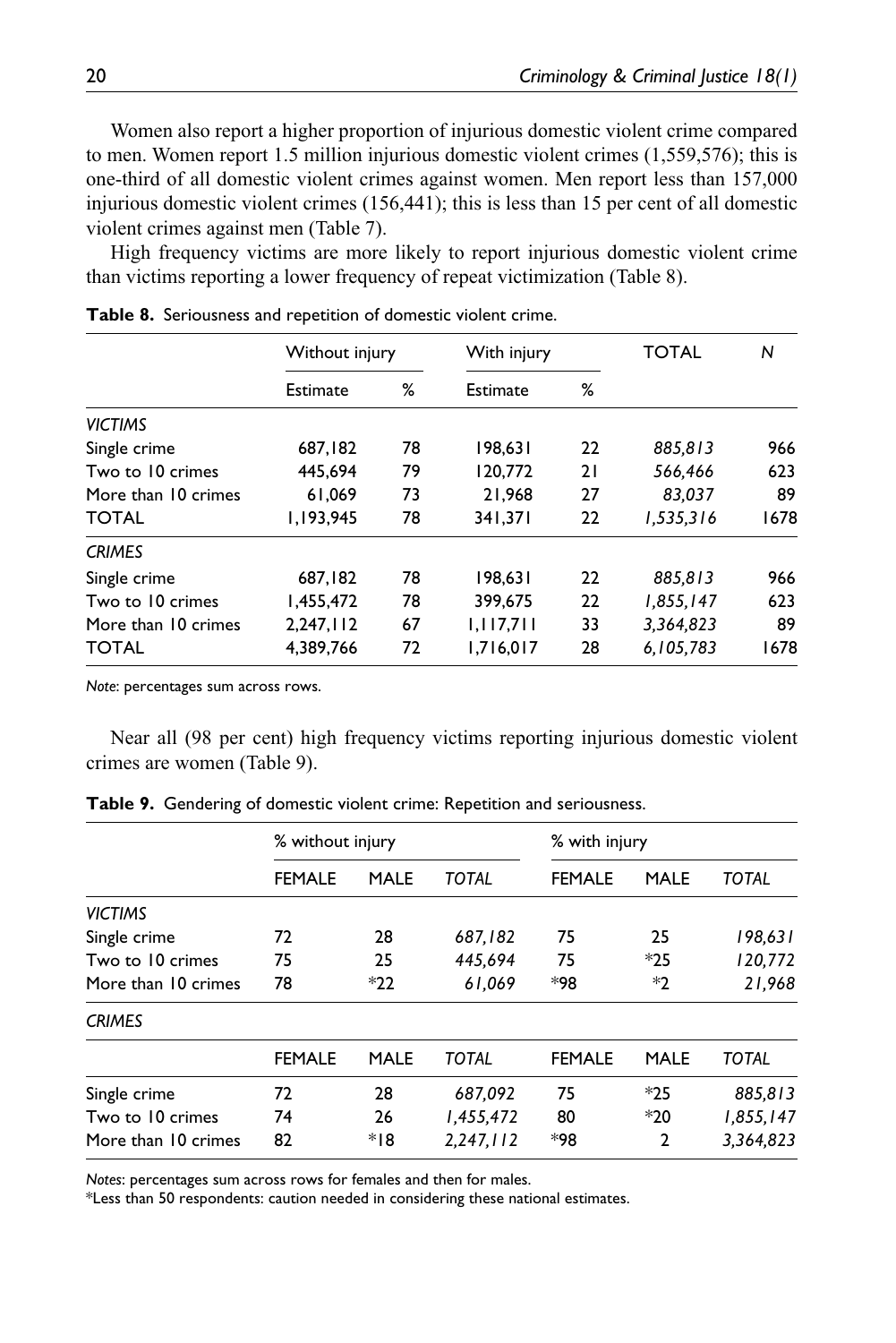Women also report a higher proportion of injurious domestic violent crime compared to men. Women report 1.5 million injurious domestic violent crimes (1,559,576); this is one-third of all domestic violent crimes against women. Men report less than 157,000 injurious domestic violent crimes (156,441); this is less than 15 per cent of all domestic violent crimes against men (Table 7).

High frequency victims are more likely to report injurious domestic violent crime than victims reporting a lower frequency of repeat victimization (Table 8).

**Table 8.** Seriousness and repetition of domestic violent crime.

| | Without injury | | With injury | | TOTAL | *N* |
|---|---|---|---|---|---|---|
| | Estimate | % | Estimate | % | | |
| *VICTIMS* | | | | | | |
| Single crime | 687,182 | 78 | 198,631 | 22 | *885,813* | 966 |
| Two to 10 crimes | 445,694 | 79 | 120,772 | 21 | *566,466* | 623 |
| More than 10 crimes | 61,069 | 73 | 21,968 | 27 | *83,037* | 89 |
| TOTAL | 1,193,945 | 78 | 341,371 | 22 | *1,535,316* | 1678 |
| *CRIMES* | | | | | | |
| Single crime | 687,182 | 78 | 198,631 | 22 | *885,813* | 966 |
| Two to 10 crimes | 1,455,472 | 78 | 399,675 | 22 | *1,855,147* | 623 |
| More than 10 crimes | 2,247,112 | 67 | 1,117,711 | 33 | *3,364,823* | 89 |
| TOTAL | 4,389,766 | 72 | 1,716,017 | 28 | *6,105,783* | 1678 |

*Note*: percentages sum across rows.

Near all (98 per cent) high frequency victims reporting injurious domestic violent crimes are women (Table 9).

**Table 9.** Gendering of domestic violent crime: Repetition and seriousness.

| | % without injury | | | % with injury | | |
|---|---|---|---|---|---|---|
| | FEMALE | MALE | *TOTAL* | FEMALE | MALE | *TOTAL* |
| *VICTIMS* | | | | | | |
| Single crime | 72 | 28 | *687,182* | 75 | 25 | *198,631* |
| Two to 10 crimes | 75 | 25 | *445,694* | 75 | *25 | *120,772* |
| More than 10 crimes | 78 | *22 | *61,069* | *98 | *2 | *21,968* |
| *CRIMES* | | | | | | |
| | FEMALE | MALE | *TOTAL* | FEMALE | MALE | *TOTAL* |
| Single crime | 72 | 28 | *687,092* | 75 | *25 | *885,813* |
| Two to 10 crimes | 74 | 26 | *1,455,472* | 80 | *20 | *1,855,147* |
| More than 10 crimes | 82 | *18 | *2,247,112* | *98 | 2 | *3,364,823* |

*Notes*: percentages sum across rows for females and then for males.
*Less than 50 respondents: caution needed in considering these national estimates.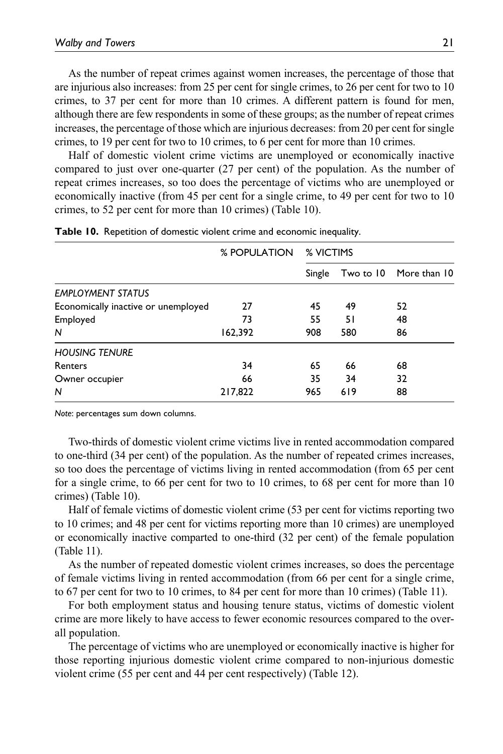As the number of repeat crimes against women increases, the percentage of those that are injurious also increases: from 25 per cent for single crimes, to 26 per cent for two to 10 crimes, to 37 per cent for more than 10 crimes. A different pattern is found for men, although there are few respondents in some of these groups; as the number of repeat crimes increases, the percentage of those which are injurious decreases: from 20 per cent for single crimes, to 19 per cent for two to 10 crimes, to 6 per cent for more than 10 crimes.

Half of domestic violent crime victims are unemployed or economically inactive compared to just over one-quarter (27 per cent) of the population. As the number of repeat crimes increases, so too does the percentage of victims who are unemployed or economically inactive (from 45 per cent for a single crime, to 49 per cent for two to 10 crimes, to 52 per cent for more than 10 crimes) (Table 10).

**Table 10.** Repetition of domestic violent crime and economic inequality.

| | % POPULATION | % VICTIMS | | |
|---|---|---|---|---|
| | | Single | Two to 10 | More than 10 |
| *EMPLOYMENT STATUS* | | | | |
| Economically inactive or unemployed | 27 | 45 | 49 | 52 |
| Employed | 73 | 55 | 51 | 48 |
| *N* | 162,392 | 908 | 580 | 86 |
| *HOUSING TENURE* | | | | |
| Renters | 34 | 65 | 66 | 68 |
| Owner occupier | 66 | 35 | 34 | 32 |
| *N* | 217,822 | 965 | 619 | 88 |

*Note*: percentages sum down columns.

Two-thirds of domestic violent crime victims live in rented accommodation compared to one-third (34 per cent) of the population. As the number of repeated crimes increases, so too does the percentage of victims living in rented accommodation (from 65 per cent for a single crime, to 66 per cent for two to 10 crimes, to 68 per cent for more than 10 crimes) (Table 10).

Half of female victims of domestic violent crime (53 per cent for victims reporting two to 10 crimes; and 48 per cent for victims reporting more than 10 crimes) are unemployed or economically inactive comparted to one-third (32 per cent) of the female population (Table 11).

As the number of repeated domestic violent crimes increases, so does the percentage of female victims living in rented accommodation (from 66 per cent for a single crime, to 67 per cent for two to 10 crimes, to 84 per cent for more than 10 crimes) (Table 11).

For both employment status and housing tenure status, victims of domestic violent crime are more likely to have access to fewer economic resources compared to the overall population.

The percentage of victims who are unemployed or economically inactive is higher for those reporting injurious domestic violent crime compared to non-injurious domestic violent crime (55 per cent and 44 per cent respectively) (Table 12).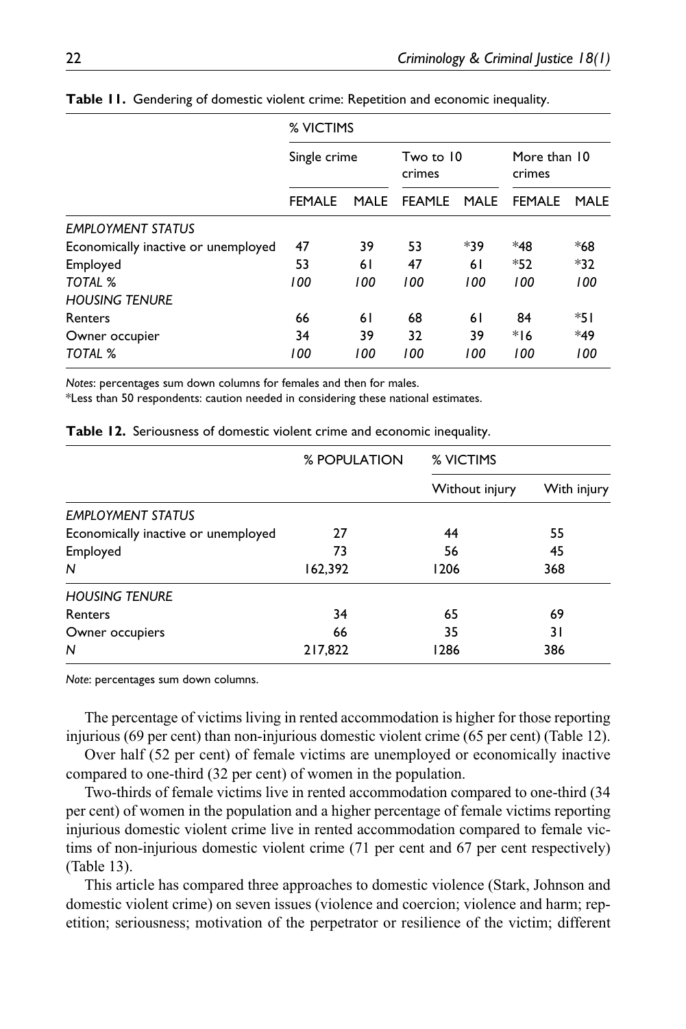**Table 11.** Gendering of domestic violent crime: Repetition and economic inequality.

| | % VICTIMS | | | | | |
|---|---|---|---|---|---|---|
| | Single crime | | Two to 10 crimes | | More than 10 crimes | |
| | FEMALE | MALE | FEAMLE | MALE | FEMALE | MALE |
| *EMPLOYMENT STATUS* | | | | | | |
| Economically inactive or unemployed | 47 | 39 | 53 | *39 | *48 | *68 |
| Employed | 53 | 61 | 47 | 61 | *52 | *32 |
| *TOTAL %* | *100* | *100* | *100* | *100* | *100* | *100* |
| *HOUSING TENURE* | | | | | | |
| Renters | 66 | 61 | 68 | 61 | 84 | *51 |
| Owner occupier | 34 | 39 | 32 | 39 | *16 | *49 |
| *TOTAL %* | *100* | *100* | *100* | *100* | *100* | *100* |

*Notes*: percentages sum down columns for females and then for males.
*Less than 50 respondents: caution needed in considering these national estimates.

**Table 12.** Seriousness of domestic violent crime and economic inequality.

| | % POPULATION | % VICTIMS | |
|---|---|---|---|
| | | Without injury | With injury |
| *EMPLOYMENT STATUS* | | | |
| Economically inactive or unemployed | 27 | 44 | 55 |
| Employed | 73 | 56 | 45 |
| *N* | 162,392 | 1206 | 368 |
| *HOUSING TENURE* | | | |
| Renters | 34 | 65 | 69 |
| Owner occupiers | 66 | 35 | 31 |
| *N* | 217,822 | 1286 | 386 |

*Note*: percentages sum down columns.

The percentage of victims living in rented accommodation is higher for those reporting injurious (69 per cent) than non-injurious domestic violent crime (65 per cent) (Table 12).

Over half (52 per cent) of female victims are unemployed or economically inactive compared to one-third (32 per cent) of women in the population.

Two-thirds of female victims live in rented accommodation compared to one-third (34 per cent) of women in the population and a higher percentage of female victims reporting injurious domestic violent crime live in rented accommodation compared to female victims of non-injurious domestic violent crime (71 per cent and 67 per cent respectively) (Table 13).

This article has compared three approaches to domestic violence (Stark, Johnson and domestic violent crime) on seven issues (violence and coercion; violence and harm; repetition; seriousness; motivation of the perpetrator or resilience of the victim; different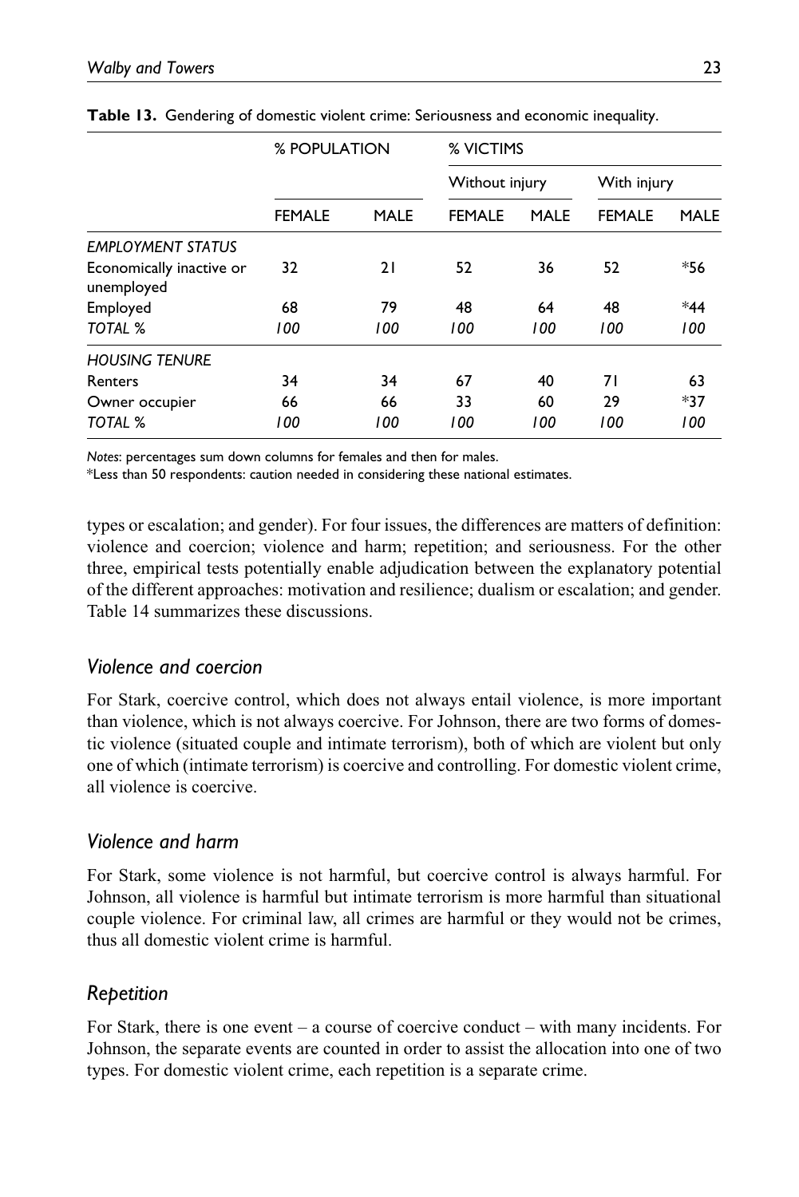**Table 13.** Gendering of domestic violent crime: Seriousness and economic inequality.

| | % POPULATION | | % VICTIMS | | | |
|---|---|---|---|---|---|---|
| | | | Without injury | | With injury | |
| | FEMALE | MALE | FEMALE | MALE | FEMALE | MALE |
| *EMPLOYMENT STATUS* | | | | | | |
| Economically inactive or unemployed | 32 | 21 | 52 | 36 | 52 | *56 |
| Employed | 68 | 79 | 48 | 64 | 48 | *44 |
| *TOTAL %* | *100* | *100* | *100* | *100* | *100* | *100* |
| *HOUSING TENURE* | | | | | | |
| Renters | 34 | 34 | 67 | 40 | 71 | 63 |
| Owner occupier | 66 | 66 | 33 | 60 | 29 | *37 |
| *TOTAL %* | *100* | *100* | *100* | *100* | *100* | *100* |

*Notes*: percentages sum down columns for females and then for males.

*Less than 50 respondents: caution needed in considering these national estimates.

types or escalation; and gender). For four issues, the differences are matters of definition: violence and coercion; violence and harm; repetition; and seriousness. For the other three, empirical tests potentially enable adjudication between the explanatory potential of the different approaches: motivation and resilience; dualism or escalation; and gender. Table 14 summarizes these discussions.

## *Violence and coercion*

For Stark, coercive control, which does not always entail violence, is more important than violence, which is not always coercive. For Johnson, there are two forms of domestic violence (situated couple and intimate terrorism), both of which are violent but only one of which (intimate terrorism) is coercive and controlling. For domestic violent crime, all violence is coercive.

## *Violence and harm*

For Stark, some violence is not harmful, but coercive control is always harmful. For Johnson, all violence is harmful but intimate terrorism is more harmful than situational couple violence. For criminal law, all crimes are harmful or they would not be crimes, thus all domestic violent crime is harmful.

## *Repetition*

For Stark, there is one event – a course of coercive conduct – with many incidents. For Johnson, the separate events are counted in order to assist the allocation into one of two types. For domestic violent crime, each repetition is a separate crime.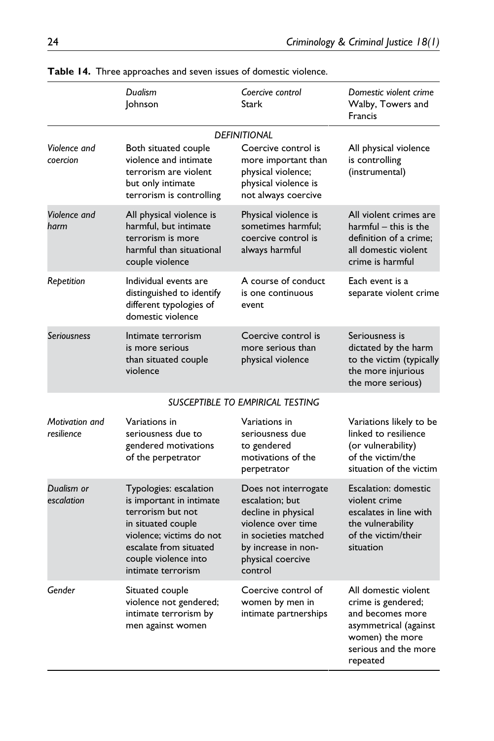**Table 14.** Three approaches and seven issues of domestic violence.

| | *Dualism* Johnson | *Coercive control* Stark | *Domestic violent crime* Walby, Towers and Francis |
|---|---|---|---|
| | | *DEFINITIONAL* | |
| *Violence and coercion* | Both situated couple violence and intimate terrorism are violent but only intimate terrorism is controlling | Coercive control is more important than physical violence; physical violence is not always coercive | All physical violence is controlling (instrumental) |
| *Violence and harm* | All physical violence is harmful, but intimate terrorism is more harmful than situational couple violence | Physical violence is sometimes harmful; coercive control is always harmful | All violent crimes are harmful – this is the definition of a crime; all domestic violent crime is harmful |
| *Repetition* | Individual events are distinguished to identify different typologies of domestic violence | A course of conduct is one continuous event | Each event is a separate violent crime |
| *Seriousness* | Intimate terrorism is more serious than situated couple violence | Coercive control is more serious than physical violence | Seriousness is dictated by the harm to the victim (typically the more injurious the more serious) |
| | | *SUSCEPTIBLE TO EMPIRICAL TESTING* | |
| *Motivation and resilience* | Variations in seriousness due to gendered motivations of the perpetrator | Variations in seriousness due to gendered motivations of the perpetrator | Variations likely to be linked to resilience (or vulnerability) of the victim/the situation of the victim |
| *Dualism or escalation* | Typologies: escalation is important in intimate terrorism but not in situated couple violence; victims do not escalate from situated couple violence into intimate terrorism | Does not interrogate escalation; but decline in physical violence over time in societies matched by increase in non-physical coercive control | Escalation: domestic violent crime escalates in line with the vulnerability of the victim/their situation |
| *Gender* | Situated couple violence not gendered; intimate terrorism by men against women | Coercive control of women by men in intimate partnerships | All domestic violent crime is gendered; and becomes more asymmetrical (against women) the more serious and the more repeated |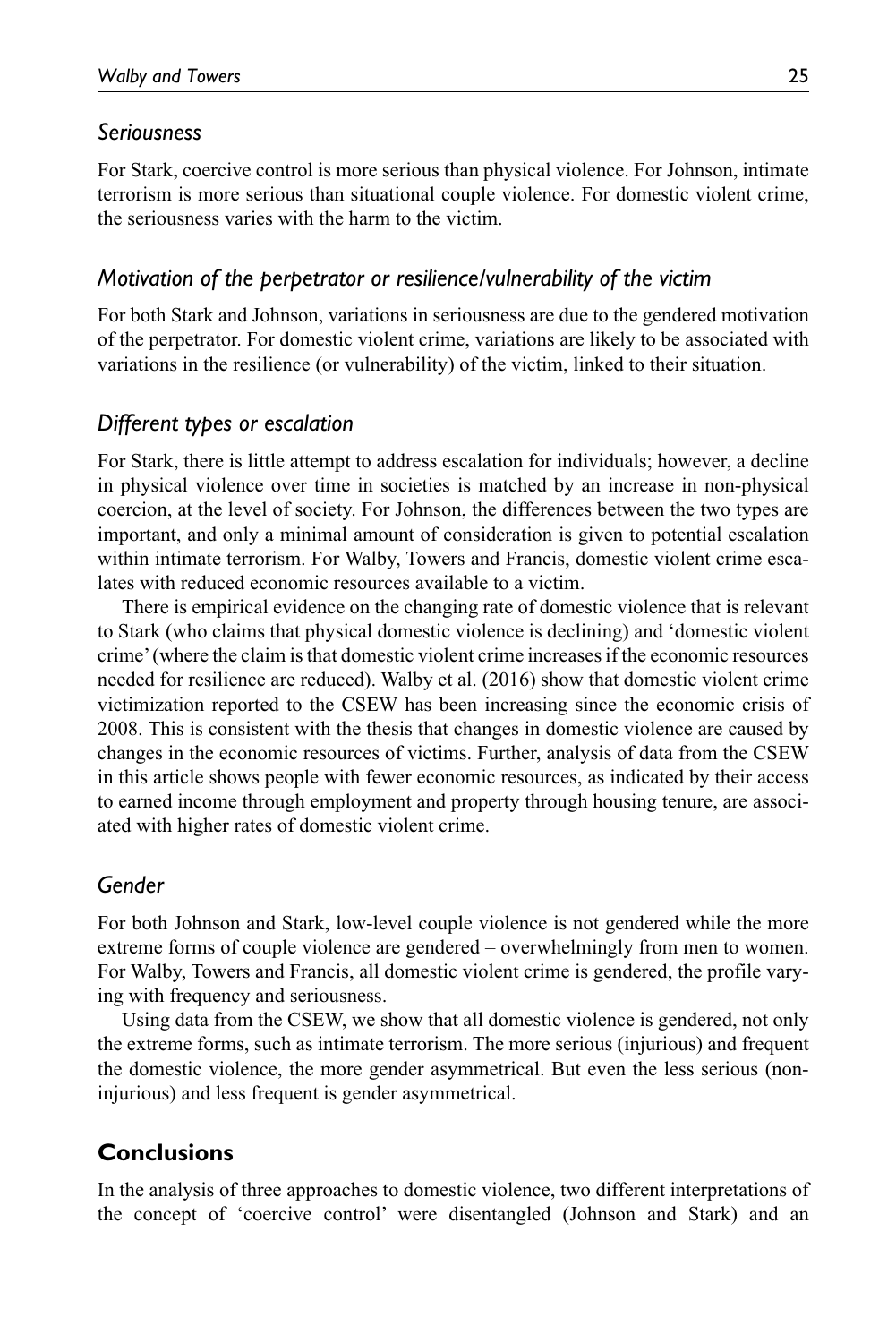### *Seriousness*

For Stark, coercive control is more serious than physical violence. For Johnson, intimate terrorism is more serious than situational couple violence. For domestic violent crime, the seriousness varies with the harm to the victim.

### *Motivation of the perpetrator or resilience/vulnerability of the victim*

For both Stark and Johnson, variations in seriousness are due to the gendered motivation of the perpetrator. For domestic violent crime, variations are likely to be associated with variations in the resilience (or vulnerability) of the victim, linked to their situation.

### *Different types or escalation*

For Stark, there is little attempt to address escalation for individuals; however, a decline in physical violence over time in societies is matched by an increase in non-physical coercion, at the level of society. For Johnson, the differences between the two types are important, and only a minimal amount of consideration is given to potential escalation within intimate terrorism. For Walby, Towers and Francis, domestic violent crime escalates with reduced economic resources available to a victim.

There is empirical evidence on the changing rate of domestic violence that is relevant to Stark (who claims that physical domestic violence is declining) and 'domestic violent crime' (where the claim is that domestic violent crime increases if the economic resources needed for resilience are reduced). Walby et al. (2016) show that domestic violent crime victimization reported to the CSEW has been increasing since the economic crisis of 2008. This is consistent with the thesis that changes in domestic violence are caused by changes in the economic resources of victims. Further, analysis of data from the CSEW in this article shows people with fewer economic resources, as indicated by their access to earned income through employment and property through housing tenure, are associated with higher rates of domestic violent crime.

### *Gender*

For both Johnson and Stark, low-level couple violence is not gendered while the more extreme forms of couple violence are gendered – overwhelmingly from men to women. For Walby, Towers and Francis, all domestic violent crime is gendered, the profile varying with frequency and seriousness.

Using data from the CSEW, we show that all domestic violence is gendered, not only the extreme forms, such as intimate terrorism. The more serious (injurious) and frequent the domestic violence, the more gender asymmetrical. But even the less serious (non-injurious) and less frequent is gender asymmetrical.

## **Conclusions**

In the analysis of three approaches to domestic violence, two different interpretations of the concept of 'coercive control' were disentangled (Johnson and Stark) and an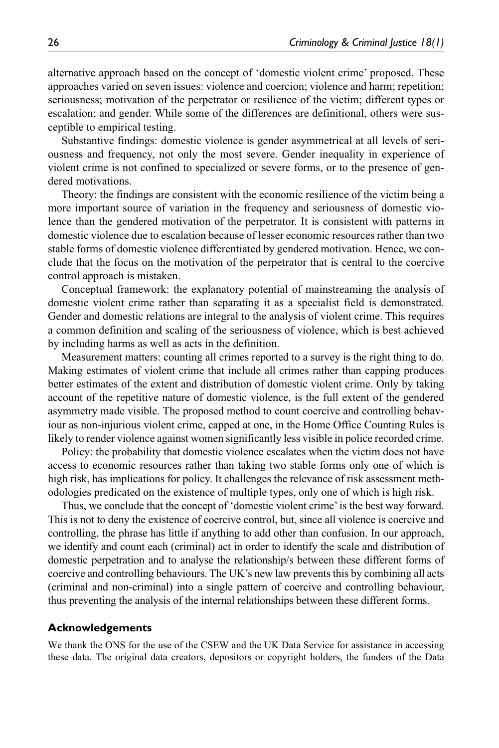alternative approach based on the concept of 'domestic violent crime' proposed. These approaches varied on seven issues: violence and coercion; violence and harm; repetition; seriousness; motivation of the perpetrator or resilience of the victim; different types or escalation; and gender. While some of the differences are definitional, others were susceptible to empirical testing.

Substantive findings: domestic violence is gender asymmetrical at all levels of seriousness and frequency, not only the most severe. Gender inequality in experience of violent crime is not confined to specialized or severe forms, or to the presence of gendered motivations.

Theory: the findings are consistent with the economic resilience of the victim being a more important source of variation in the frequency and seriousness of domestic violence than the gendered motivation of the perpetrator. It is consistent with patterns in domestic violence due to escalation because of lesser economic resources rather than two stable forms of domestic violence differentiated by gendered motivation. Hence, we conclude that the focus on the motivation of the perpetrator that is central to the coercive control approach is mistaken.

Conceptual framework: the explanatory potential of mainstreaming the analysis of domestic violent crime rather than separating it as a specialist field is demonstrated. Gender and domestic relations are integral to the analysis of violent crime. This requires a common definition and scaling of the seriousness of violence, which is best achieved by including harms as well as acts in the definition.

Measurement matters: counting all crimes reported to a survey is the right thing to do. Making estimates of violent crime that include all crimes rather than capping produces better estimates of the extent and distribution of domestic violent crime. Only by taking account of the repetitive nature of domestic violence, is the full extent of the gendered asymmetry made visible. The proposed method to count coercive and controlling behaviour as non-injurious violent crime, capped at one, in the Home Office Counting Rules is likely to render violence against women significantly less visible in police recorded crime.

Policy: the probability that domestic violence escalates when the victim does not have access to economic resources rather than taking two stable forms only one of which is high risk, has implications for policy. It challenges the relevance of risk assessment methodologies predicated on the existence of multiple types, only one of which is high risk.

Thus, we conclude that the concept of 'domestic violent crime' is the best way forward. This is not to deny the existence of coercive control, but, since all violence is coercive and controlling, the phrase has little if anything to add other than confusion. In our approach, we identify and count each (criminal) act in order to identify the scale and distribution of domestic perpetration and to analyse the relationship/s between these different forms of coercive and controlling behaviours. The UK's new law prevents this by combining all acts (criminal and non-criminal) into a single pattern of coercive and controlling behaviour, thus preventing the analysis of the internal relationships between these different forms.

## Acknowledgements

We thank the ONS for the use of the CSEW and the UK Data Service for assistance in accessing these data. The original data creators, depositors or copyright holders, the funders of the Data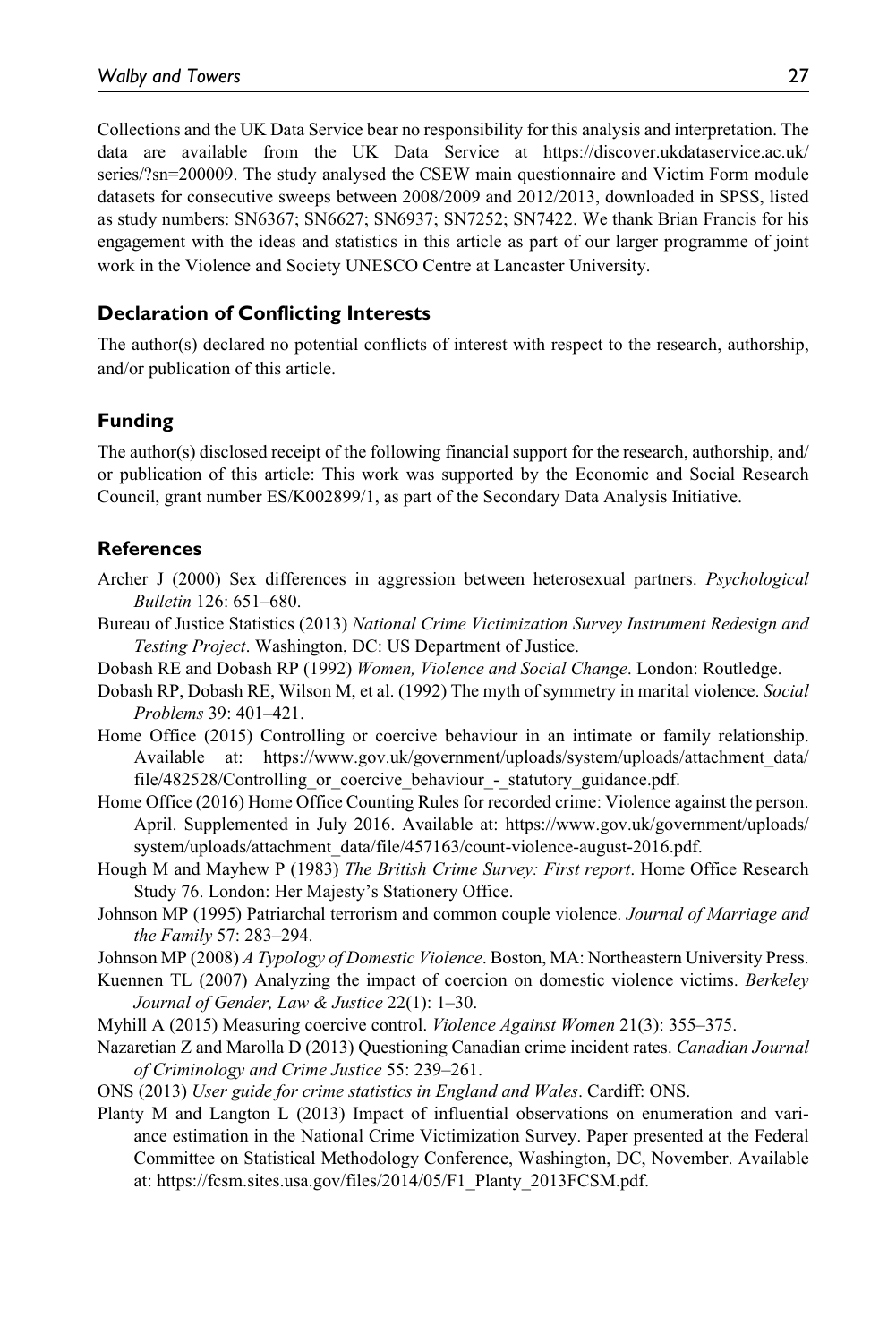Collections and the UK Data Service bear no responsibility for this analysis and interpretation. The data are available from the UK Data Service at https://discover.ukdataservice.ac.uk/series/?sn=200009. The study analysed the CSEW main questionnaire and Victim Form module datasets for consecutive sweeps between 2008/2009 and 2012/2013, downloaded in SPSS, listed as study numbers: SN6367; SN6627; SN6937; SN7252; SN7422. We thank Brian Francis for his engagement with the ideas and statistics in this article as part of our larger programme of joint work in the Violence and Society UNESCO Centre at Lancaster University.

### Declaration of Conflicting Interests

The author(s) declared no potential conflicts of interest with respect to the research, authorship, and/or publication of this article.

### Funding

The author(s) disclosed receipt of the following financial support for the research, authorship, and/or publication of this article: This work was supported by the Economic and Social Research Council, grant number ES/K002899/1, as part of the Secondary Data Analysis Initiative.

### References

Archer J (2000) Sex differences in aggression between heterosexual partners. *Psychological Bulletin* 126: 651–680.

Bureau of Justice Statistics (2013) *National Crime Victimization Survey Instrument Redesign and Testing Project*. Washington, DC: US Department of Justice.

Dobash RE and Dobash RP (1992) *Women, Violence and Social Change*. London: Routledge.

Dobash RP, Dobash RE, Wilson M, et al. (1992) The myth of symmetry in marital violence. *Social Problems* 39: 401–421.

Home Office (2015) Controlling or coercive behaviour in an intimate or family relationship. Available at: https://www.gov.uk/government/uploads/system/uploads/attachment_data/file/482528/Controlling_or_coercive_behaviour_-_statutory_guidance.pdf.

Home Office (2016) Home Office Counting Rules for recorded crime: Violence against the person. April. Supplemented in July 2016. Available at: https://www.gov.uk/government/uploads/system/uploads/attachment_data/file/457163/count-violence-august-2016.pdf.

Hough M and Mayhew P (1983) *The British Crime Survey: First report*. Home Office Research Study 76. London: Her Majesty's Stationery Office.

Johnson MP (1995) Patriarchal terrorism and common couple violence. *Journal of Marriage and the Family* 57: 283–294.

Johnson MP (2008) *A Typology of Domestic Violence*. Boston, MA: Northeastern University Press.

Kuennen TL (2007) Analyzing the impact of coercion on domestic violence victims. *Berkeley Journal of Gender, Law & Justice* 22(1): 1–30.

Myhill A (2015) Measuring coercive control. *Violence Against Women* 21(3): 355–375.

Nazaretian Z and Marolla D (2013) Questioning Canadian crime incident rates. *Canadian Journal of Criminology and Crime Justice* 55: 239–261.

ONS (2013) *User guide for crime statistics in England and Wales*. Cardiff: ONS.

Planty M and Langton L (2013) Impact of influential observations on enumeration and variance estimation in the National Crime Victimization Survey. Paper presented at the Federal Committee on Statistical Methodology Conference, Washington, DC, November. Available at: https://fcsm.sites.usa.gov/files/2014/05/F1_Planty_2013FCSM.pdf.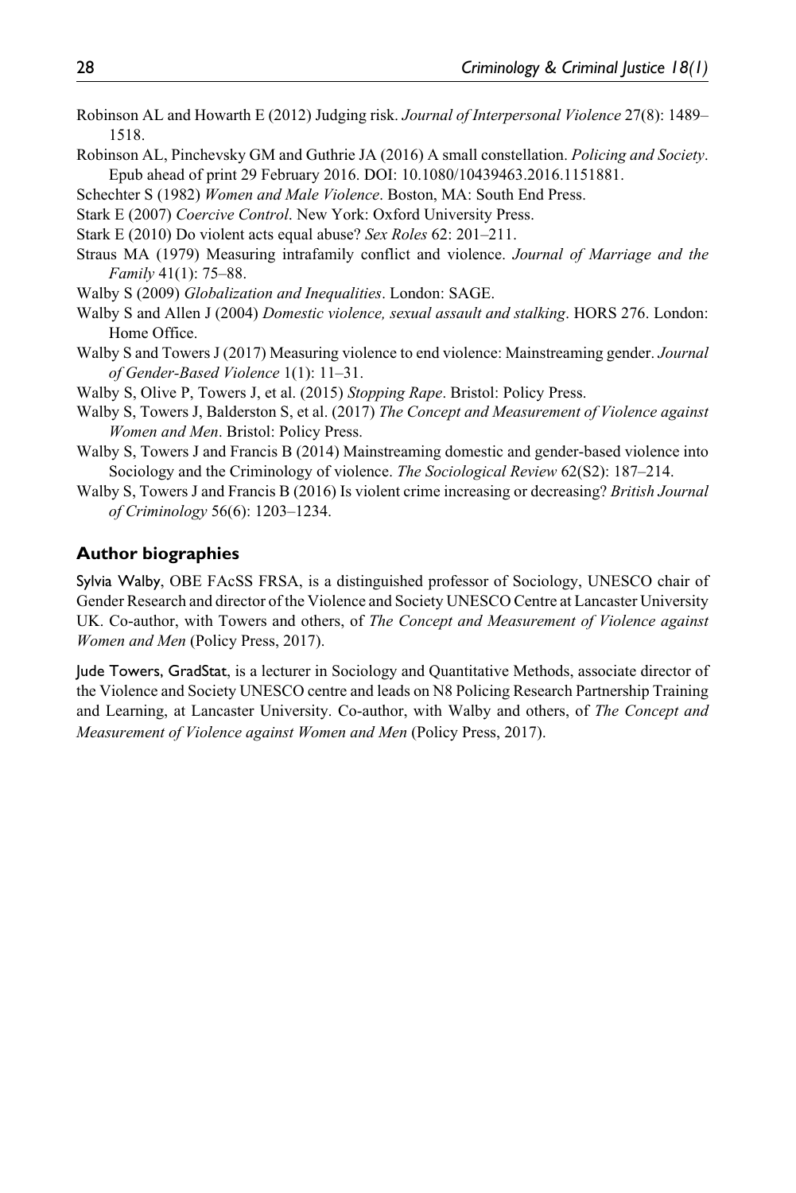Robinson AL and Howarth E (2012) Judging risk. *Journal of Interpersonal Violence* 27(8): 1489–1518.

Robinson AL, Pinchevsky GM and Guthrie JA (2016) A small constellation. *Policing and Society*. Epub ahead of print 29 February 2016. DOI: 10.1080/10439463.2016.1151881.

Schechter S (1982) *Women and Male Violence*. Boston, MA: South End Press.

Stark E (2007) *Coercive Control*. New York: Oxford University Press.

Stark E (2010) Do violent acts equal abuse? *Sex Roles* 62: 201–211.

Straus MA (1979) Measuring intrafamily conflict and violence. *Journal of Marriage and the Family* 41(1): 75–88.

Walby S (2009) *Globalization and Inequalities*. London: SAGE.

Walby S and Allen J (2004) *Domestic violence, sexual assault and stalking*. HORS 276. London: Home Office.

Walby S and Towers J (2017) Measuring violence to end violence: Mainstreaming gender. *Journal of Gender-Based Violence* 1(1): 11–31.

Walby S, Olive P, Towers J, et al. (2015) *Stopping Rape*. Bristol: Policy Press.

Walby S, Towers J, Balderston S, et al. (2017) *The Concept and Measurement of Violence against Women and Men*. Bristol: Policy Press.

Walby S, Towers J and Francis B (2014) Mainstreaming domestic and gender-based violence into Sociology and the Criminology of violence. *The Sociological Review* 62(S2): 187–214.

Walby S, Towers J and Francis B (2016) Is violent crime increasing or decreasing? *British Journal of Criminology* 56(6): 1203–1234.

## Author biographies

Sylvia Walby, OBE FAcSS FRSA, is a distinguished professor of Sociology, UNESCO chair of Gender Research and director of the Violence and Society UNESCO Centre at Lancaster University UK. Co-author, with Towers and others, of *The Concept and Measurement of Violence against Women and Men* (Policy Press, 2017).

Jude Towers, GradStat, is a lecturer in Sociology and Quantitative Methods, associate director of the Violence and Society UNESCO centre and leads on N8 Policing Research Partnership Training and Learning, at Lancaster University. Co-author, with Walby and others, of *The Concept and Measurement of Violence against Women and Men* (Policy Press, 2017).